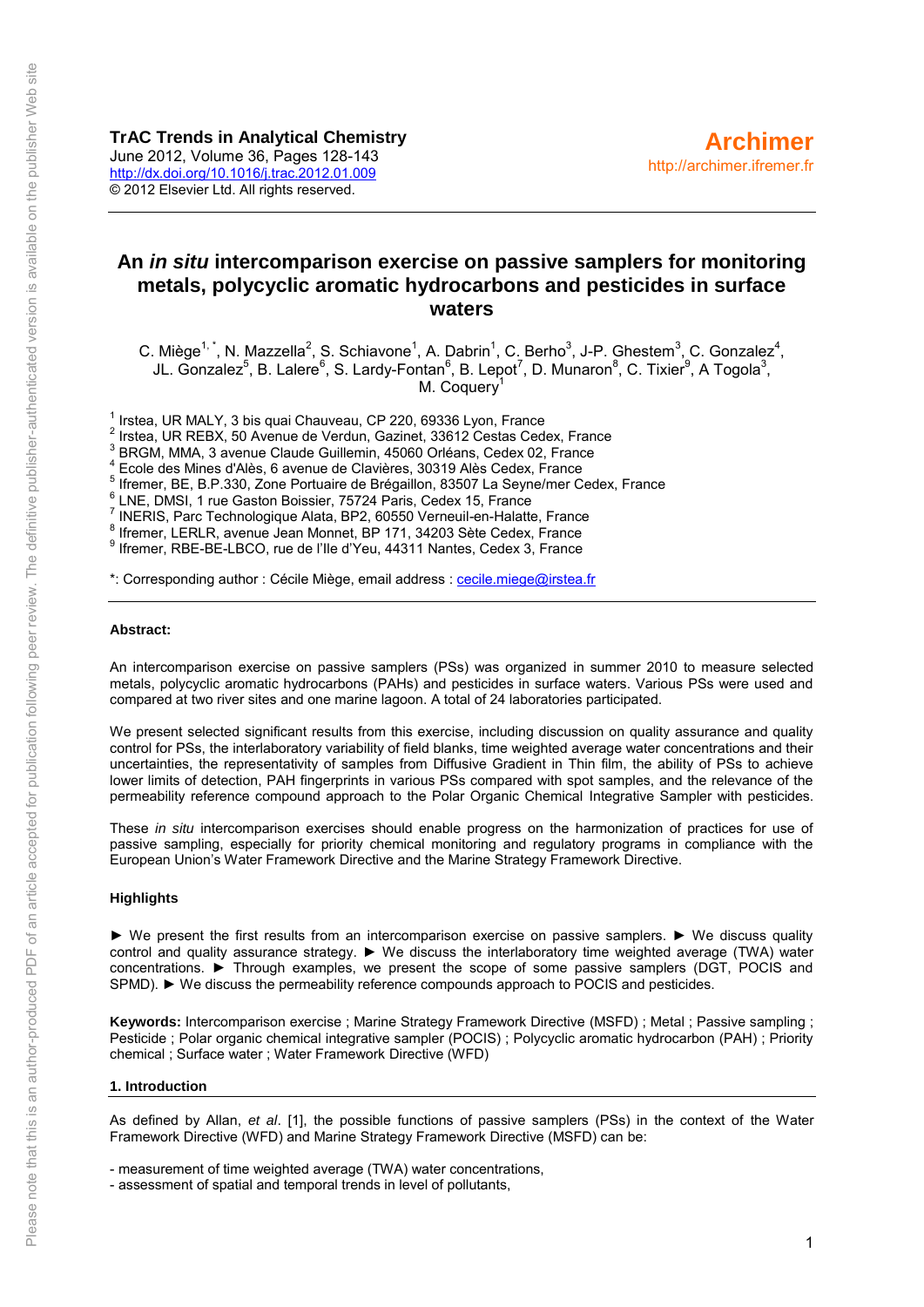**TrAC Trends in Analytical Chemistry**
June 2012, Volume 36, Pages 128-143
http://dx.doi.org/10.1016/j.trac.2012.01.009
© 2012 Elsevier Ltd. All rights reserved.

**Archimer**
http://archimer.ifremer.fr

# An *in situ* intercomparison exercise on passive samplers for monitoring metals, polycyclic aromatic hydrocarbons and pesticides in surface waters

C. Miège[1,*], N. Mazzella[2], S. Schiavone[1], A. Dabrin[1], C. Berho[3], J-P. Ghestem[3], C. Gonzalez[4], JL. Gonzalez[5], B. Lalere[6], S. Lardy-Fontan[6], B. Lepot[7], D. Munaron[8], C. Tixier[9], A Togola[3], M. Coquery[1]

[1] Irstea, UR MALY, 3 bis quai Chauveau, CP 220, 69336 Lyon, France
[2] Irstea, UR REBX, 50 Avenue de Verdun, Gazinet, 33612 Cestas Cedex, France
[3] BRGM, MMA, 3 avenue Claude Guillemin, 45060 Orléans, Cedex 02, France
[4] Ecole des Mines d'Alès, 6 avenue de Clavières, 30319 Alès Cedex, France
[5] Ifremer, BE, B.P.330, Zone Portuaire de Brégaillon, 83507 La Seyne/mer Cedex, France
[6] LNE, DMSI, 1 rue Gaston Boissier, 75724 Paris, Cedex 15, France
[7] INERIS, Parc Technologique Alata, BP2, 60550 Verneuil-en-Halatte, France
[8] Ifremer, LERLR, avenue Jean Monnet, BP 171, 34203 Sète Cedex, France
[9] Ifremer, RBE-BE-LBCO, rue de l'Ile d'Yeu, 44311 Nantes, Cedex 3, France

*: Corresponding author : Cécile Miège, email address : cecile.miege@irstea.fr

**Abstract:**

An intercomparison exercise on passive samplers (PSs) was organized in summer 2010 to measure selected metals, polycyclic aromatic hydrocarbons (PAHs) and pesticides in surface waters. Various PSs were used and compared at two river sites and one marine lagoon. A total of 24 laboratories participated.

We present selected significant results from this exercise, including discussion on quality assurance and quality control for PSs, the interlaboratory variability of field blanks, time weighted average water concentrations and their uncertainties, the representativity of samples from Diffusive Gradient in Thin film, the ability of PSs to achieve lower limits of detection, PAH fingerprints in various PSs compared with spot samples, and the relevance of the permeability reference compound approach to the Polar Organic Chemical Integrative Sampler with pesticides.

These *in situ* intercomparison exercises should enable progress on the harmonization of practices for use of passive sampling, especially for priority chemical monitoring and regulatory programs in compliance with the European Union's Water Framework Directive and the Marine Strategy Framework Directive.

**Highlights**

► We present the first results from an intercomparison exercise on passive samplers. ► We discuss quality control and quality assurance strategy. ► We discuss the interlaboratory time weighted average (TWA) water concentrations. ► Through examples, we present the scope of some passive samplers (DGT, POCIS and SPMD). ► We discuss the permeability reference compounds approach to POCIS and pesticides.

**Keywords:** Intercomparison exercise ; Marine Strategy Framework Directive (MSFD) ; Metal ; Passive sampling ; Pesticide ; Polar organic chemical integrative sampler (POCIS) ; Polycyclic aromatic hydrocarbon (PAH) ; Priority chemical ; Surface water ; Water Framework Directive (WFD)

## 1. Introduction

As defined by Allan, *et al*. [1], the possible functions of passive samplers (PSs) in the context of the Water Framework Directive (WFD) and Marine Strategy Framework Directive (MSFD) can be:

- measurement of time weighted average (TWA) water concentrations,
- assessment of spatial and temporal trends in level of pollutants,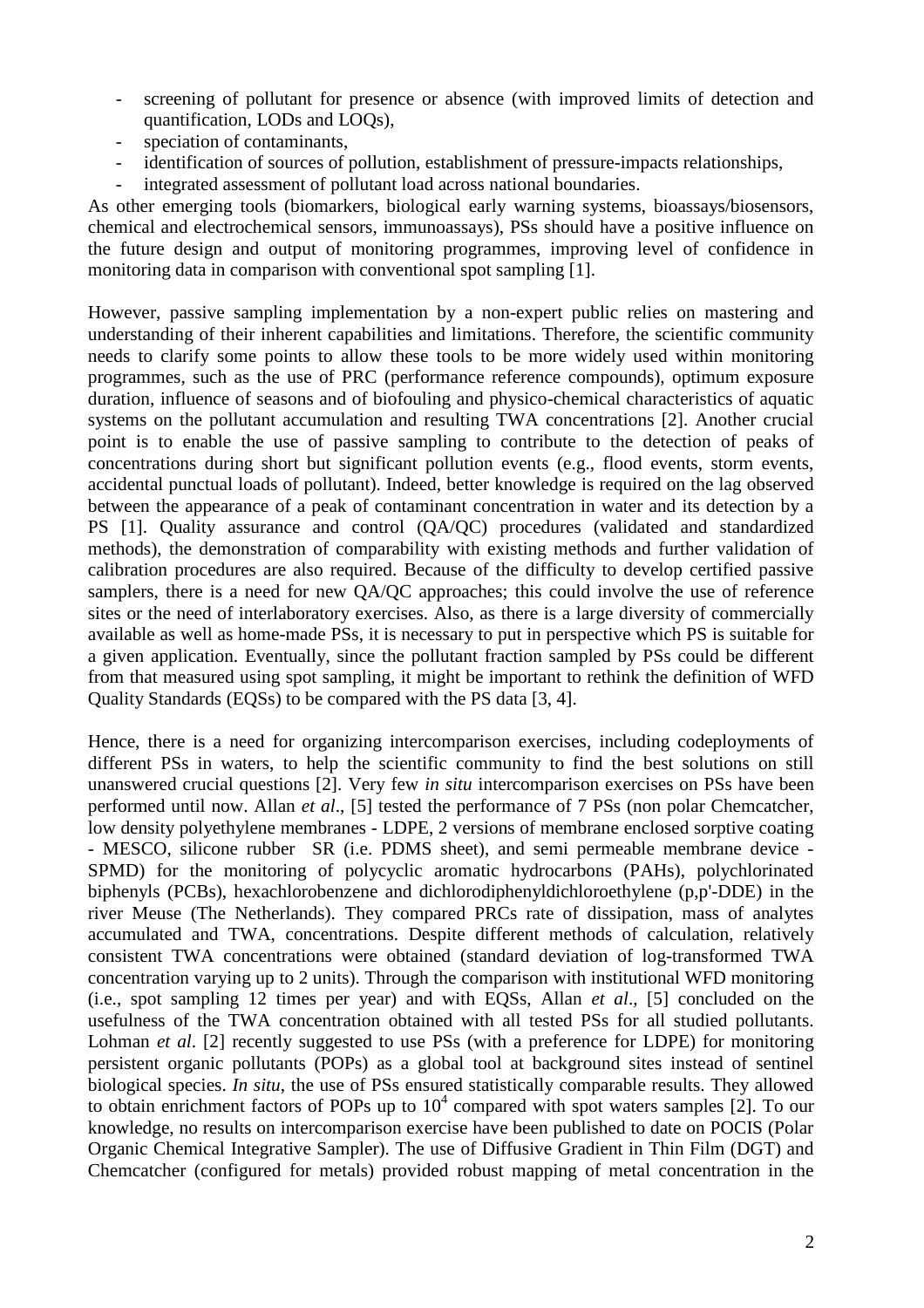- screening of pollutant for presence or absence (with improved limits of detection and quantification, LODs and LOQs),
- speciation of contaminants,
- identification of sources of pollution, establishment of pressure-impacts relationships,
- integrated assessment of pollutant load across national boundaries.

As other emerging tools (biomarkers, biological early warning systems, bioassays/biosensors, chemical and electrochemical sensors, immunoassays), PSs should have a positive influence on the future design and output of monitoring programmes, improving level of confidence in monitoring data in comparison with conventional spot sampling [1].

However, passive sampling implementation by a non-expert public relies on mastering and understanding of their inherent capabilities and limitations. Therefore, the scientific community needs to clarify some points to allow these tools to be more widely used within monitoring programmes, such as the use of PRC (performance reference compounds), optimum exposure duration, influence of seasons and of biofouling and physico-chemical characteristics of aquatic systems on the pollutant accumulation and resulting TWA concentrations [2]. Another crucial point is to enable the use of passive sampling to contribute to the detection of peaks of concentrations during short but significant pollution events (e.g., flood events, storm events, accidental punctual loads of pollutant). Indeed, better knowledge is required on the lag observed between the appearance of a peak of contaminant concentration in water and its detection by a PS [1]. Quality assurance and control (QA/QC) procedures (validated and standardized methods), the demonstration of comparability with existing methods and further validation of calibration procedures are also required. Because of the difficulty to develop certified passive samplers, there is a need for new QA/QC approaches; this could involve the use of reference sites or the need of interlaboratory exercises. Also, as there is a large diversity of commercially available as well as home-made PSs, it is necessary to put in perspective which PS is suitable for a given application. Eventually, since the pollutant fraction sampled by PSs could be different from that measured using spot sampling, it might be important to rethink the definition of WFD Quality Standards (EQSs) to be compared with the PS data [3, 4].

Hence, there is a need for organizing intercomparison exercises, including codeployments of different PSs in waters, to help the scientific community to find the best solutions on still unanswered crucial questions [2]. Very few *in situ* intercomparison exercises on PSs have been performed until now. Allan *et al*., [5] tested the performance of 7 PSs (non polar Chemcatcher, low density polyethylene membranes - LDPE, 2 versions of membrane enclosed sorptive coating - MESCO, silicone rubber SR (i.e. PDMS sheet), and semi permeable membrane device - SPMD) for the monitoring of polycyclic aromatic hydrocarbons (PAHs), polychlorinated biphenyls (PCBs), hexachlorobenzene and dichlorodiphenyldichloroethylene (p,p'-DDE) in the river Meuse (The Netherlands). They compared PRCs rate of dissipation, mass of analytes accumulated and TWA, concentrations. Despite different methods of calculation, relatively consistent TWA concentrations were obtained (standard deviation of log-transformed TWA concentration varying up to 2 units). Through the comparison with institutional WFD monitoring (i.e., spot sampling 12 times per year) and with EQSs, Allan *et al*., [5] concluded on the usefulness of the TWA concentration obtained with all tested PSs for all studied pollutants. Lohman *et al*. [2] recently suggested to use PSs (with a preference for LDPE) for monitoring persistent organic pollutants (POPs) as a global tool at background sites instead of sentinel biological species. *In situ*, the use of PSs ensured statistically comparable results. They allowed to obtain enrichment factors of POPs up to $10^4$ compared with spot waters samples [2]. To our knowledge, no results on intercomparison exercise have been published to date on POCIS (Polar Organic Chemical Integrative Sampler). The use of Diffusive Gradient in Thin Film (DGT) and Chemcatcher (configured for metals) provided robust mapping of metal concentration in the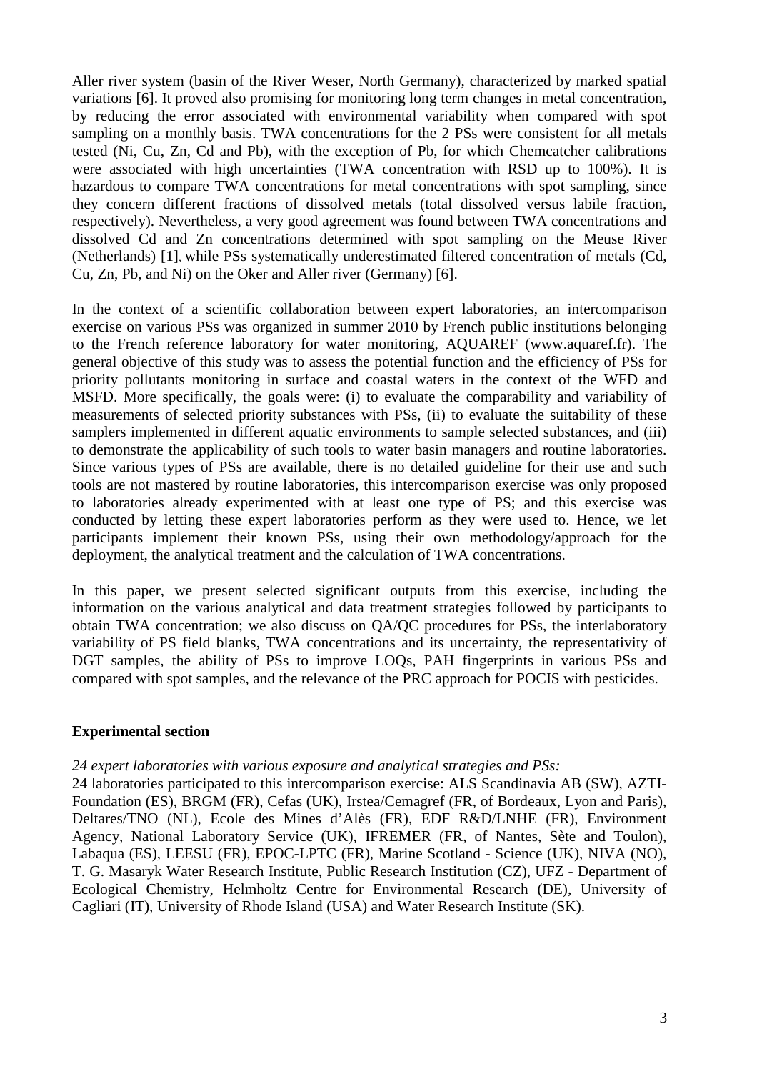Aller river system (basin of the River Weser, North Germany), characterized by marked spatial variations [6]. It proved also promising for monitoring long term changes in metal concentration, by reducing the error associated with environmental variability when compared with spot sampling on a monthly basis. TWA concentrations for the 2 PSs were consistent for all metals tested (Ni, Cu, Zn, Cd and Pb), with the exception of Pb, for which Chemcatcher calibrations were associated with high uncertainties (TWA concentration with RSD up to 100%). It is hazardous to compare TWA concentrations for metal concentrations with spot sampling, since they concern different fractions of dissolved metals (total dissolved versus labile fraction, respectively). Nevertheless, a very good agreement was found between TWA concentrations and dissolved Cd and Zn concentrations determined with spot sampling on the Meuse River (Netherlands) [1], while PSs systematically underestimated filtered concentration of metals (Cd, Cu, Zn, Pb, and Ni) on the Oker and Aller river (Germany) [6].

In the context of a scientific collaboration between expert laboratories, an intercomparison exercise on various PSs was organized in summer 2010 by French public institutions belonging to the French reference laboratory for water monitoring, AQUAREF (www.aquaref.fr). The general objective of this study was to assess the potential function and the efficiency of PSs for priority pollutants monitoring in surface and coastal waters in the context of the WFD and MSFD. More specifically, the goals were: (i) to evaluate the comparability and variability of measurements of selected priority substances with PSs, (ii) to evaluate the suitability of these samplers implemented in different aquatic environments to sample selected substances, and (iii) to demonstrate the applicability of such tools to water basin managers and routine laboratories. Since various types of PSs are available, there is no detailed guideline for their use and such tools are not mastered by routine laboratories, this intercomparison exercise was only proposed to laboratories already experimented with at least one type of PS; and this exercise was conducted by letting these expert laboratories perform as they were used to. Hence, we let participants implement their known PSs, using their own methodology/approach for the deployment, the analytical treatment and the calculation of TWA concentrations.

In this paper, we present selected significant outputs from this exercise, including the information on the various analytical and data treatment strategies followed by participants to obtain TWA concentration; we also discuss on QA/QC procedures for PSs, the interlaboratory variability of PS field blanks, TWA concentrations and its uncertainty, the representativity of DGT samples, the ability of PSs to improve LOQs, PAH fingerprints in various PSs and compared with spot samples, and the relevance of the PRC approach for POCIS with pesticides.

## Experimental section

*24 expert laboratories with various exposure and analytical strategies and PSs:*

24 laboratories participated to this intercomparison exercise: ALS Scandinavia AB (SW), AZTI-Foundation (ES), BRGM (FR), Cefas (UK), Irstea/Cemagref (FR, of Bordeaux, Lyon and Paris), Deltares/TNO (NL), Ecole des Mines d'Alès (FR), EDF R&D/LNHE (FR), Environment Agency, National Laboratory Service (UK), IFREMER (FR, of Nantes, Sète and Toulon), Labaqua (ES), LEESU (FR), EPOC-LPTC (FR), Marine Scotland - Science (UK), NIVA (NO), T. G. Masaryk Water Research Institute, Public Research Institution (CZ), UFZ - Department of Ecological Chemistry, Helmholtz Centre for Environmental Research (DE), University of Cagliari (IT), University of Rhode Island (USA) and Water Research Institute (SK).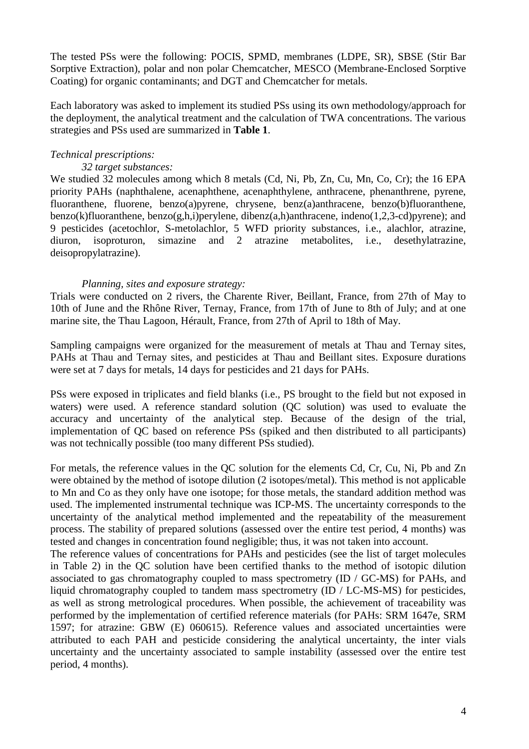The tested PSs were the following: POCIS, SPMD, membranes (LDPE, SR), SBSE (Stir Bar Sorptive Extraction), polar and non polar Chemcatcher, MESCO (Membrane-Enclosed Sorptive Coating) for organic contaminants; and DGT and Chemcatcher for metals.

Each laboratory was asked to implement its studied PSs using its own methodology/approach for the deployment, the analytical treatment and the calculation of TWA concentrations. The various strategies and PSs used are summarized in **Table 1**.

*Technical prescriptions:*

*32 target substances:*

We studied 32 molecules among which 8 metals (Cd, Ni, Pb, Zn, Cu, Mn, Co, Cr); the 16 EPA priority PAHs (naphthalene, acenaphthene, acenaphthylene, anthracene, phenanthrene, pyrene, fluoranthene, fluorene, benzo(a)pyrene, chrysene, benz(a)anthracene, benzo(b)fluoranthene, benzo(k)fluoranthene, benzo(g,h,i)perylene, dibenz(a,h)anthracene, indeno(1,2,3-cd)pyrene); and 9 pesticides (acetochlor, S-metolachlor, 5 WFD priority substances, i.e., alachlor, atrazine, diuron, isoproturon, simazine and 2 atrazine metabolites, i.e., desethylatrazine, deisopropylatrazine).

*Planning, sites and exposure strategy:*

Trials were conducted on 2 rivers, the Charente River, Beillant, France, from 27th of May to 10th of June and the Rhône River, Ternay, France, from 17th of June to 8th of July; and at one marine site, the Thau Lagoon, Hérault, France, from 27th of April to 18th of May.

Sampling campaigns were organized for the measurement of metals at Thau and Ternay sites, PAHs at Thau and Ternay sites, and pesticides at Thau and Beillant sites. Exposure durations were set at 7 days for metals, 14 days for pesticides and 21 days for PAHs.

PSs were exposed in triplicates and field blanks (i.e., PS brought to the field but not exposed in waters) were used. A reference standard solution (QC solution) was used to evaluate the accuracy and uncertainty of the analytical step. Because of the design of the trial, implementation of QC based on reference PSs (spiked and then distributed to all participants) was not technically possible (too many different PSs studied).

For metals, the reference values in the QC solution for the elements Cd, Cr, Cu, Ni, Pb and Zn were obtained by the method of isotope dilution (2 isotopes/metal). This method is not applicable to Mn and Co as they only have one isotope; for those metals, the standard addition method was used. The implemented instrumental technique was ICP-MS. The uncertainty corresponds to the uncertainty of the analytical method implemented and the repeatability of the measurement process. The stability of prepared solutions (assessed over the entire test period, 4 months) was tested and changes in concentration found negligible; thus, it was not taken into account.

The reference values of concentrations for PAHs and pesticides (see the list of target molecules in Table 2) in the QC solution have been certified thanks to the method of isotopic dilution associated to gas chromatography coupled to mass spectrometry (ID / GC-MS) for PAHs, and liquid chromatography coupled to tandem mass spectrometry (ID / LC-MS-MS) for pesticides, as well as strong metrological procedures. When possible, the achievement of traceability was performed by the implementation of certified reference materials (for PAHs: SRM 1647e, SRM 1597; for atrazine: GBW (E) 060615). Reference values and associated uncertainties were attributed to each PAH and pesticide considering the analytical uncertainty, the inter vials uncertainty and the uncertainty associated to sample instability (assessed over the entire test period, 4 months).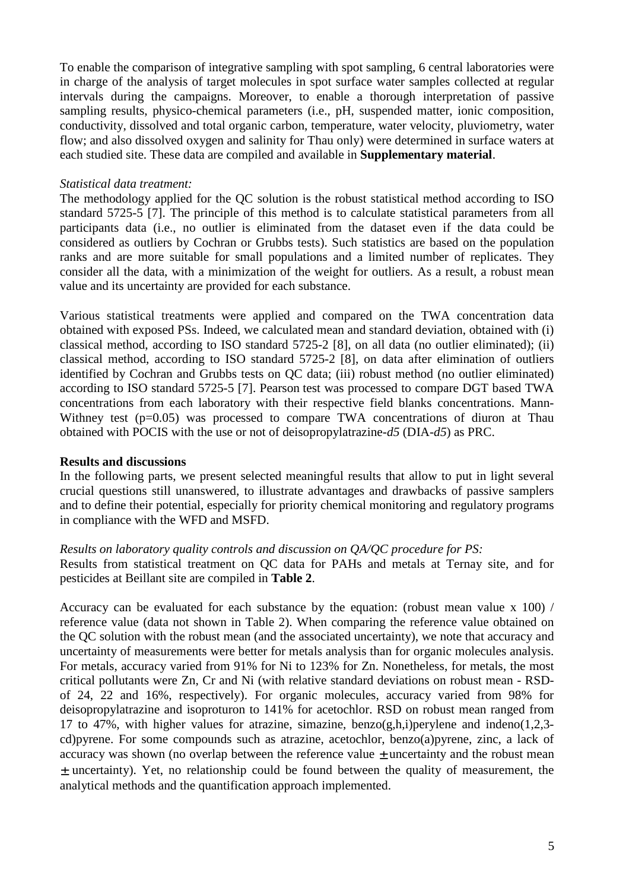To enable the comparison of integrative sampling with spot sampling, 6 central laboratories were in charge of the analysis of target molecules in spot surface water samples collected at regular intervals during the campaigns. Moreover, to enable a thorough interpretation of passive sampling results, physico-chemical parameters (i.e., pH, suspended matter, ionic composition, conductivity, dissolved and total organic carbon, temperature, water velocity, pluviometry, water flow; and also dissolved oxygen and salinity for Thau only) were determined in surface waters at each studied site. These data are compiled and available in **Supplementary material**.

*Statistical data treatment:*

The methodology applied for the QC solution is the robust statistical method according to ISO standard 5725-5 [7]. The principle of this method is to calculate statistical parameters from all participants data (i.e., no outlier is eliminated from the dataset even if the data could be considered as outliers by Cochran or Grubbs tests). Such statistics are based on the population ranks and are more suitable for small populations and a limited number of replicates. They consider all the data, with a minimization of the weight for outliers. As a result, a robust mean value and its uncertainty are provided for each substance.

Various statistical treatments were applied and compared on the TWA concentration data obtained with exposed PSs. Indeed, we calculated mean and standard deviation, obtained with (i) classical method, according to ISO standard 5725-2 [8], on all data (no outlier eliminated); (ii) classical method, according to ISO standard 5725-2 [8], on data after elimination of outliers identified by Cochran and Grubbs tests on QC data; (iii) robust method (no outlier eliminated) according to ISO standard 5725-5 [7]. Pearson test was processed to compare DGT based TWA concentrations from each laboratory with their respective field blanks concentrations. Mann-Withney test ($p=0.05$) was processed to compare TWA concentrations of diuron at Thau obtained with POCIS with the use or not of deisopropylatrazine-*d5* (DIA-*d5*) as PRC.

**Results and discussions**

In the following parts, we present selected meaningful results that allow to put in light several crucial questions still unanswered, to illustrate advantages and drawbacks of passive samplers and to define their potential, especially for priority chemical monitoring and regulatory programs in compliance with the WFD and MSFD.

*Results on laboratory quality controls and discussion on QA/QC procedure for PS:*

Results from statistical treatment on QC data for PAHs and metals at Ternay site, and for pesticides at Beillant site are compiled in **Table 2**.

Accuracy can be evaluated for each substance by the equation: (robust mean value x 100) / reference value (data not shown in Table 2). When comparing the reference value obtained on the QC solution with the robust mean (and the associated uncertainty), we note that accuracy and uncertainty of measurements were better for metals analysis than for organic molecules analysis. For metals, accuracy varied from 91% for Ni to 123% for Zn. Nonetheless, for metals, the most critical pollutants were Zn, Cr and Ni (with relative standard deviations on robust mean - RSD- of 24, 22 and 16%, respectively). For organic molecules, accuracy varied from 98% for deisopropylatrazine and isoproturon to 141% for acetochlor. RSD on robust mean ranged from 17 to 47%, with higher values for atrazine, simazine, benzo(g,h,i)perylene and indeno(1,2,3-cd)pyrene. For some compounds such as atrazine, acetochlor, benzo(a)pyrene, zinc, a lack of accuracy was shown (no overlap between the reference value $\pm$ uncertainty and the robust mean $\pm$ uncertainty). Yet, no relationship could be found between the quality of measurement, the analytical methods and the quantification approach implemented.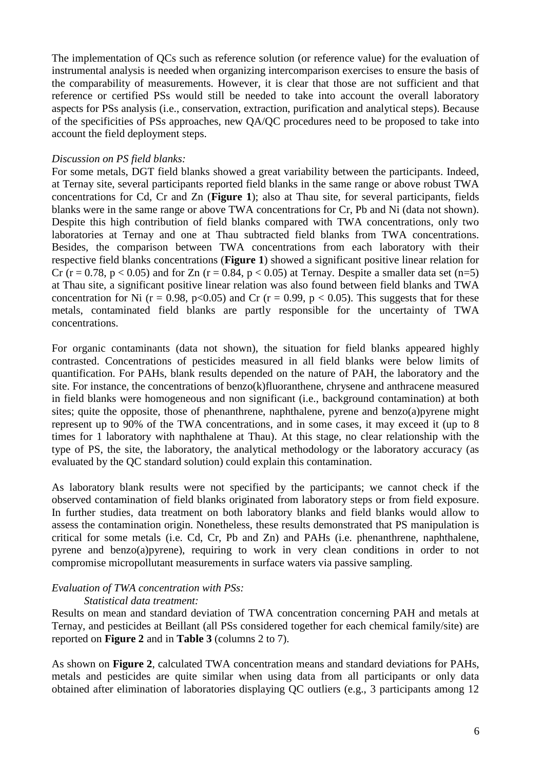The implementation of QCs such as reference solution (or reference value) for the evaluation of instrumental analysis is needed when organizing intercomparison exercises to ensure the basis of the comparability of measurements. However, it is clear that those are not sufficient and that reference or certified PSs would still be needed to take into account the overall laboratory aspects for PSs analysis (i.e., conservation, extraction, purification and analytical steps). Because of the specificities of PSs approaches, new QA/QC procedures need to be proposed to take into account the field deployment steps.

*Discussion on PS field blanks:*

For some metals, DGT field blanks showed a great variability between the participants. Indeed, at Ternay site, several participants reported field blanks in the same range or above robust TWA concentrations for Cd, Cr and Zn (**Figure 1**); also at Thau site, for several participants, fields blanks were in the same range or above TWA concentrations for Cr, Pb and Ni (data not shown). Despite this high contribution of field blanks compared with TWA concentrations, only two laboratories at Ternay and one at Thau subtracted field blanks from TWA concentrations. Besides, the comparison between TWA concentrations from each laboratory with their respective field blanks concentrations (**Figure 1**) showed a significant positive linear relation for Cr ($r = 0.78$, $p < 0.05$) and for Zn ($r = 0.84$, $p < 0.05$) at Ternay. Despite a smaller data set ($n=5$) at Thau site, a significant positive linear relation was also found between field blanks and TWA concentration for Ni ($r = 0.98$, $p<0.05$) and Cr ($r = 0.99$, $p < 0.05$). This suggests that for these metals, contaminated field blanks are partly responsible for the uncertainty of TWA concentrations.

For organic contaminants (data not shown), the situation for field blanks appeared highly contrasted. Concentrations of pesticides measured in all field blanks were below limits of quantification. For PAHs, blank results depended on the nature of PAH, the laboratory and the site. For instance, the concentrations of benzo(k)fluoranthene, chrysene and anthracene measured in field blanks were homogeneous and non significant (i.e., background contamination) at both sites; quite the opposite, those of phenanthrene, naphthalene, pyrene and benzo(a)pyrene might represent up to 90% of the TWA concentrations, and in some cases, it may exceed it (up to 8 times for 1 laboratory with naphthalene at Thau). At this stage, no clear relationship with the type of PS, the site, the laboratory, the analytical methodology or the laboratory accuracy (as evaluated by the QC standard solution) could explain this contamination.

As laboratory blank results were not specified by the participants; we cannot check if the observed contamination of field blanks originated from laboratory steps or from field exposure. In further studies, data treatment on both laboratory blanks and field blanks would allow to assess the contamination origin. Nonetheless, these results demonstrated that PS manipulation is critical for some metals (i.e. Cd, Cr, Pb and Zn) and PAHs (i.e. phenanthrene, naphthalene, pyrene and benzo(a)pyrene), requiring to work in very clean conditions in order to not compromise micropollutant measurements in surface waters via passive sampling.

*Evaluation of TWA concentration with PSs:*

*Statistical data treatment:*

Results on mean and standard deviation of TWA concentration concerning PAH and metals at Ternay, and pesticides at Beillant (all PSs considered together for each chemical family/site) are reported on **Figure 2** and in **Table 3** (columns 2 to 7).

As shown on **Figure 2**, calculated TWA concentration means and standard deviations for PAHs, metals and pesticides are quite similar when using data from all participants or only data obtained after elimination of laboratories displaying QC outliers (e.g., 3 participants among 12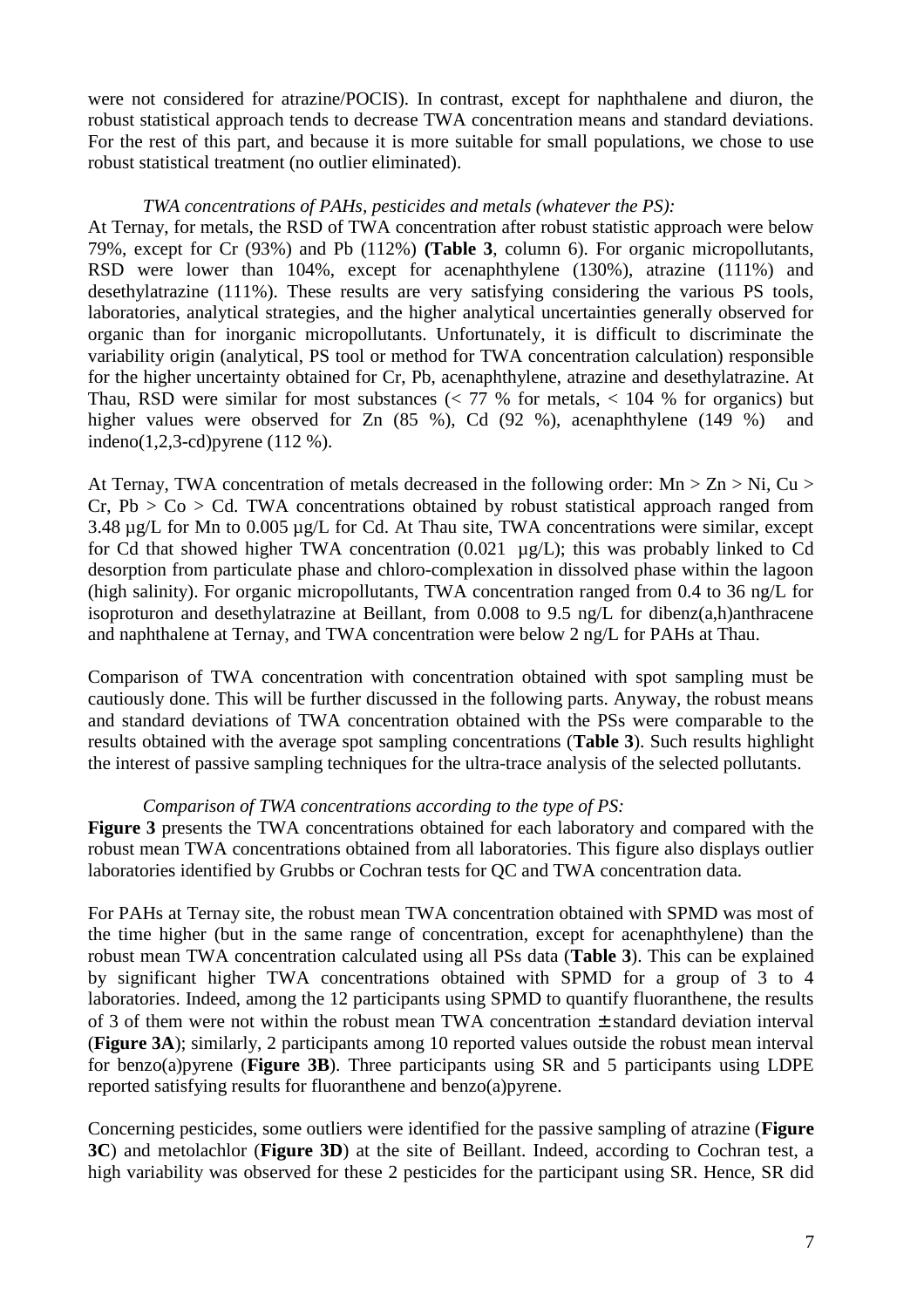were not considered for atrazine/POCIS). In contrast, except for naphthalene and diuron, the robust statistical approach tends to decrease TWA concentration means and standard deviations. For the rest of this part, and because it is more suitable for small populations, we chose to use robust statistical treatment (no outlier eliminated).

*TWA concentrations of PAHs, pesticides and metals (whatever the PS):*

At Ternay, for metals, the RSD of TWA concentration after robust statistic approach were below 79%, except for Cr (93%) and Pb (112%) **(Table 3**, column 6). For organic micropollutants, RSD were lower than 104%, except for acenaphthylene (130%), atrazine (111%) and desethylatrazine (111%). These results are very satisfying considering the various PS tools, laboratories, analytical strategies, and the higher analytical uncertainties generally observed for organic than for inorganic micropollutants. Unfortunately, it is difficult to discriminate the variability origin (analytical, PS tool or method for TWA concentration calculation) responsible for the higher uncertainty obtained for Cr, Pb, acenaphthylene, atrazine and desethylatrazine. At Thau, RSD were similar for most substances (< 77 % for metals, < 104 % for organics) but higher values were observed for Zn (85 %), Cd (92 %), acenaphthylene (149 %) and indeno(1,2,3-cd)pyrene (112 %).

At Ternay, TWA concentration of metals decreased in the following order: Mn > Zn > Ni, Cu > Cr, Pb > Co > Cd. TWA concentrations obtained by robust statistical approach ranged from 3.48 µg/L for Mn to 0.005 µg/L for Cd. At Thau site, TWA concentrations were similar, except for Cd that showed higher TWA concentration (0.021 µg/L); this was probably linked to Cd desorption from particulate phase and chloro-complexation in dissolved phase within the lagoon (high salinity). For organic micropollutants, TWA concentration ranged from 0.4 to 36 ng/L for isoproturon and desethylatrazine at Beillant, from 0.008 to 9.5 ng/L for dibenz(a,h)anthracene and naphthalene at Ternay, and TWA concentration were below 2 ng/L for PAHs at Thau.

Comparison of TWA concentration with concentration obtained with spot sampling must be cautiously done. This will be further discussed in the following parts. Anyway, the robust means and standard deviations of TWA concentration obtained with the PSs were comparable to the results obtained with the average spot sampling concentrations (**Table 3**). Such results highlight the interest of passive sampling techniques for the ultra-trace analysis of the selected pollutants.

*Comparison of TWA concentrations according to the type of PS:*

**Figure 3** presents the TWA concentrations obtained for each laboratory and compared with the robust mean TWA concentrations obtained from all laboratories. This figure also displays outlier laboratories identified by Grubbs or Cochran tests for QC and TWA concentration data.

For PAHs at Ternay site, the robust mean TWA concentration obtained with SPMD was most of the time higher (but in the same range of concentration, except for acenaphthylene) than the robust mean TWA concentration calculated using all PSs data (**Table 3**). This can be explained by significant higher TWA concentrations obtained with SPMD for a group of 3 to 4 laboratories. Indeed, among the 12 participants using SPMD to quantify fluoranthene, the results of 3 of them were not within the robust mean TWA concentration ± standard deviation interval (**Figure 3A**); similarly, 2 participants among 10 reported values outside the robust mean interval for benzo(a)pyrene (**Figure 3B**). Three participants using SR and 5 participants using LDPE reported satisfying results for fluoranthene and benzo(a)pyrene.

Concerning pesticides, some outliers were identified for the passive sampling of atrazine (**Figure 3C**) and metolachlor (**Figure 3D**) at the site of Beillant. Indeed, according to Cochran test, a high variability was observed for these 2 pesticides for the participant using SR. Hence, SR did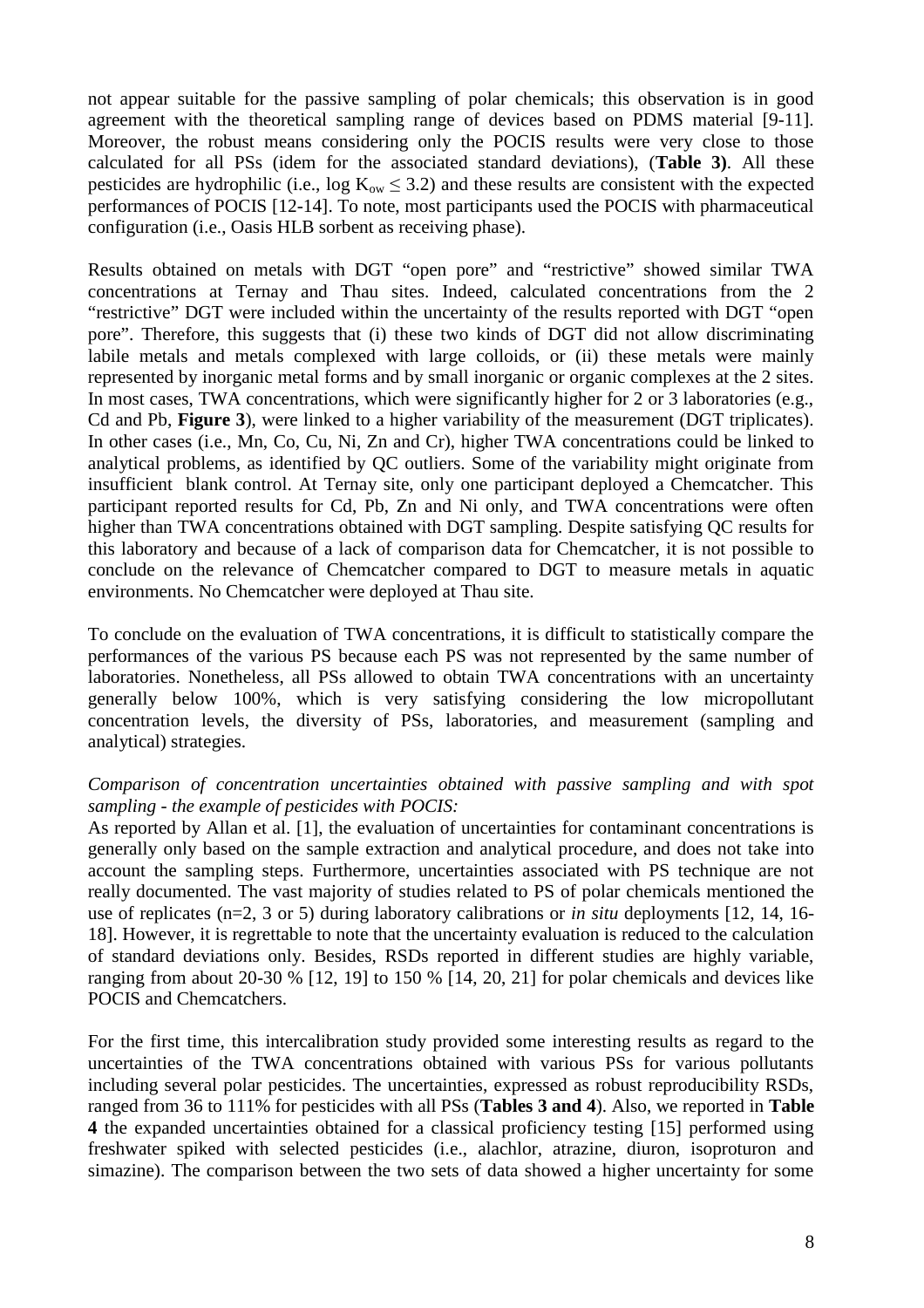not appear suitable for the passive sampling of polar chemicals; this observation is in good agreement with the theoretical sampling range of devices based on PDMS material [9-11]. Moreover, the robust means considering only the POCIS results were very close to those calculated for all PSs (idem for the associated standard deviations), (**Table 3)**. All these pesticides are hydrophilic (i.e., log $K_{ow} \leq 3.2$) and these results are consistent with the expected performances of POCIS [12-14]. To note, most participants used the POCIS with pharmaceutical configuration (i.e., Oasis HLB sorbent as receiving phase).

Results obtained on metals with DGT "open pore" and "restrictive" showed similar TWA concentrations at Ternay and Thau sites. Indeed, calculated concentrations from the 2 "restrictive" DGT were included within the uncertainty of the results reported with DGT "open pore". Therefore, this suggests that (i) these two kinds of DGT did not allow discriminating labile metals and metals complexed with large colloids, or (ii) these metals were mainly represented by inorganic metal forms and by small inorganic or organic complexes at the 2 sites. In most cases, TWA concentrations, which were significantly higher for 2 or 3 laboratories (e.g., Cd and Pb, **Figure 3**), were linked to a higher variability of the measurement (DGT triplicates). In other cases (i.e., Mn, Co, Cu, Ni, Zn and Cr), higher TWA concentrations could be linked to analytical problems, as identified by QC outliers. Some of the variability might originate from insufficient blank control. At Ternay site, only one participant deployed a Chemcatcher. This participant reported results for Cd, Pb, Zn and Ni only, and TWA concentrations were often higher than TWA concentrations obtained with DGT sampling. Despite satisfying QC results for this laboratory and because of a lack of comparison data for Chemcatcher, it is not possible to conclude on the relevance of Chemcatcher compared to DGT to measure metals in aquatic environments. No Chemcatcher were deployed at Thau site.

To conclude on the evaluation of TWA concentrations, it is difficult to statistically compare the performances of the various PS because each PS was not represented by the same number of laboratories. Nonetheless, all PSs allowed to obtain TWA concentrations with an uncertainty generally below 100%, which is very satisfying considering the low micropollutant concentration levels, the diversity of PSs, laboratories, and measurement (sampling and analytical) strategies.

*Comparison of concentration uncertainties obtained with passive sampling and with spot sampling - the example of pesticides with POCIS:*

As reported by Allan et al. [1], the evaluation of uncertainties for contaminant concentrations is generally only based on the sample extraction and analytical procedure, and does not take into account the sampling steps. Furthermore, uncertainties associated with PS technique are not really documented. The vast majority of studies related to PS of polar chemicals mentioned the use of replicates (n=2, 3 or 5) during laboratory calibrations or *in situ* deployments [12, 14, 16-18]. However, it is regrettable to note that the uncertainty evaluation is reduced to the calculation of standard deviations only. Besides, RSDs reported in different studies are highly variable, ranging from about 20-30 % [12, 19] to 150 % [14, 20, 21] for polar chemicals and devices like POCIS and Chemcatchers.

For the first time, this intercalibration study provided some interesting results as regard to the uncertainties of the TWA concentrations obtained with various PSs for various pollutants including several polar pesticides. The uncertainties, expressed as robust reproducibility RSDs, ranged from 36 to 111% for pesticides with all PSs (**Tables 3 and 4**). Also, we reported in **Table 4** the expanded uncertainties obtained for a classical proficiency testing [15] performed using freshwater spiked with selected pesticides (i.e., alachlor, atrazine, diuron, isoproturon and simazine). The comparison between the two sets of data showed a higher uncertainty for some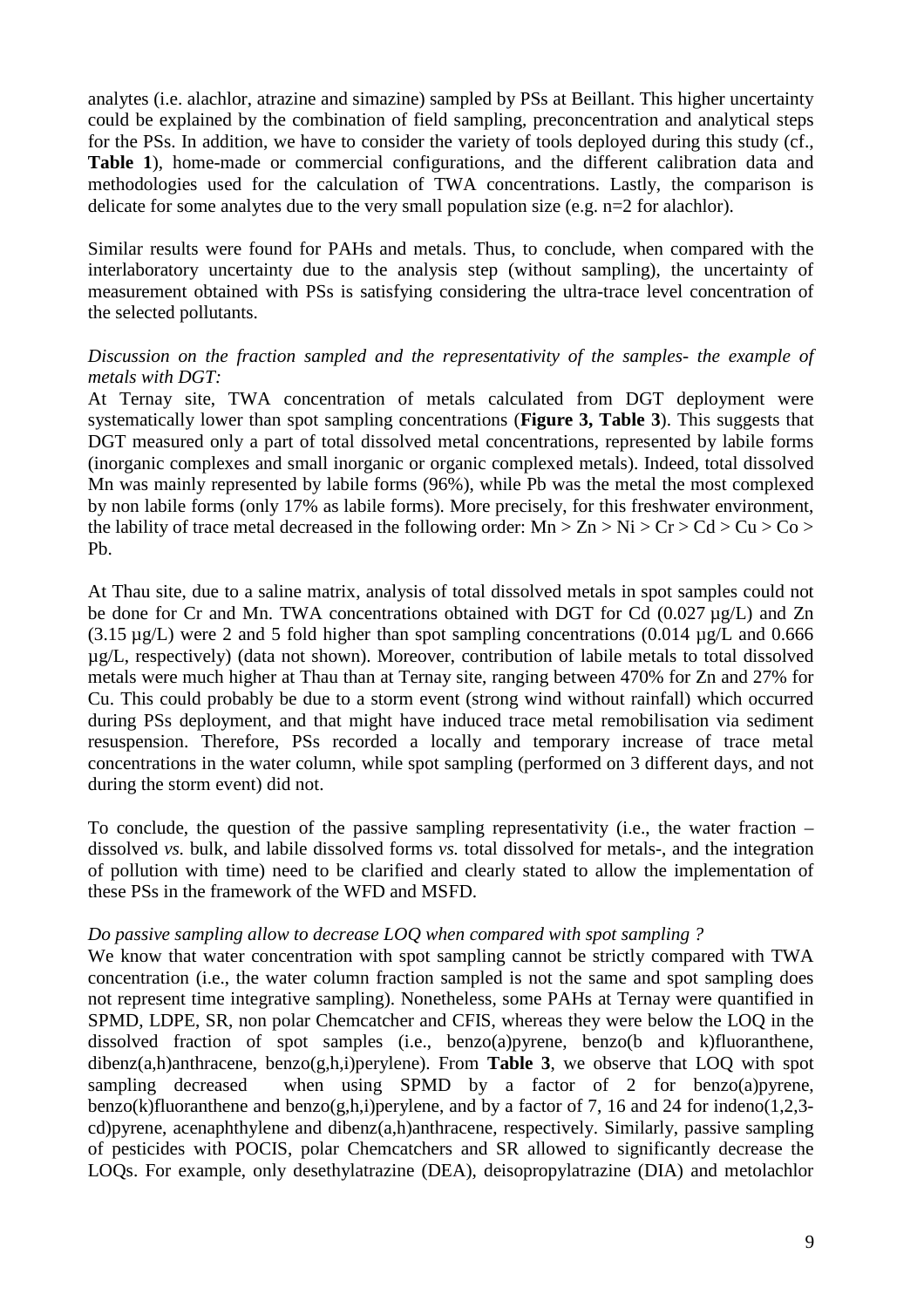analytes (i.e. alachlor, atrazine and simazine) sampled by PSs at Beillant. This higher uncertainty could be explained by the combination of field sampling, preconcentration and analytical steps for the PSs. In addition, we have to consider the variety of tools deployed during this study (cf., **Table 1**), home-made or commercial configurations, and the different calibration data and methodologies used for the calculation of TWA concentrations. Lastly, the comparison is delicate for some analytes due to the very small population size (e.g. n=2 for alachlor).

Similar results were found for PAHs and metals. Thus, to conclude, when compared with the interlaboratory uncertainty due to the analysis step (without sampling), the uncertainty of measurement obtained with PSs is satisfying considering the ultra-trace level concentration of the selected pollutants.

*Discussion on the fraction sampled and the representativity of the samples- the example of metals with DGT:*

At Ternay site, TWA concentration of metals calculated from DGT deployment were systematically lower than spot sampling concentrations (**Figure 3, Table 3**). This suggests that DGT measured only a part of total dissolved metal concentrations, represented by labile forms (inorganic complexes and small inorganic or organic complexed metals). Indeed, total dissolved Mn was mainly represented by labile forms (96%), while Pb was the metal the most complexed by non labile forms (only 17% as labile forms). More precisely, for this freshwater environment, the lability of trace metal decreased in the following order: Mn > Zn > Ni > Cr > Cd > Cu > Co > Pb.

At Thau site, due to a saline matrix, analysis of total dissolved metals in spot samples could not be done for Cr and Mn. TWA concentrations obtained with DGT for Cd (0.027 µg/L) and Zn (3.15 µg/L) were 2 and 5 fold higher than spot sampling concentrations (0.014 µg/L and 0.666 µg/L, respectively) (data not shown). Moreover, contribution of labile metals to total dissolved metals were much higher at Thau than at Ternay site, ranging between 470% for Zn and 27% for Cu. This could probably be due to a storm event (strong wind without rainfall) which occurred during PSs deployment, and that might have induced trace metal remobilisation via sediment resuspension. Therefore, PSs recorded a locally and temporary increase of trace metal concentrations in the water column, while spot sampling (performed on 3 different days, and not during the storm event) did not.

To conclude, the question of the passive sampling representativity (i.e., the water fraction – dissolved *vs.* bulk, and labile dissolved forms *vs.* total dissolved for metals-, and the integration of pollution with time) need to be clarified and clearly stated to allow the implementation of these PSs in the framework of the WFD and MSFD.

*Do passive sampling allow to decrease LOQ when compared with spot sampling ?*

We know that water concentration with spot sampling cannot be strictly compared with TWA concentration (i.e., the water column fraction sampled is not the same and spot sampling does not represent time integrative sampling). Nonetheless, some PAHs at Ternay were quantified in SPMD, LDPE, SR, non polar Chemcatcher and CFIS, whereas they were below the LOQ in the dissolved fraction of spot samples (i.e., benzo(a)pyrene, benzo(b and k)fluoranthene, dibenz(a,h)anthracene, benzo(g,h,i)perylene). From **Table 3**, we observe that LOQ with spot sampling decreased when using SPMD by a factor of 2 for benzo(a)pyrene, benzo(k)fluoranthene and benzo(g,h,i)perylene, and by a factor of 7, 16 and 24 for indeno(1,2,3-cd)pyrene, acenaphthylene and dibenz(a,h)anthracene, respectively. Similarly, passive sampling of pesticides with POCIS, polar Chemcatchers and SR allowed to significantly decrease the LOQs. For example, only desethylatrazine (DEA), deisopropylatrazine (DIA) and metolachlor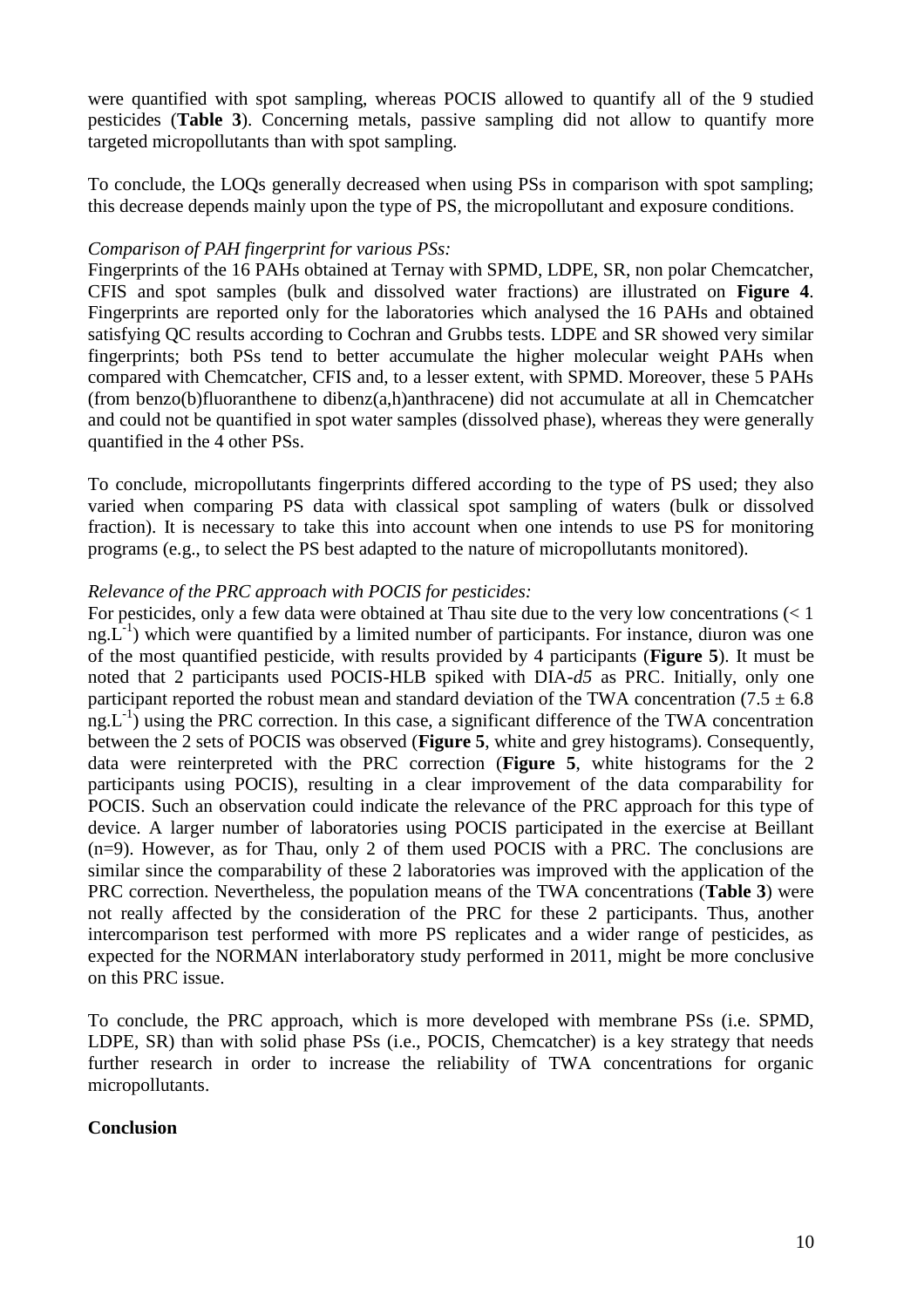were quantified with spot sampling, whereas POCIS allowed to quantify all of the 9 studied pesticides (**Table 3**). Concerning metals, passive sampling did not allow to quantify more targeted micropollutants than with spot sampling.

To conclude, the LOQs generally decreased when using PSs in comparison with spot sampling; this decrease depends mainly upon the type of PS, the micropollutant and exposure conditions.

*Comparison of PAH fingerprint for various PSs:*

Fingerprints of the 16 PAHs obtained at Ternay with SPMD, LDPE, SR, non polar Chemcatcher, CFIS and spot samples (bulk and dissolved water fractions) are illustrated on **Figure 4**. Fingerprints are reported only for the laboratories which analysed the 16 PAHs and obtained satisfying QC results according to Cochran and Grubbs tests. LDPE and SR showed very similar fingerprints; both PSs tend to better accumulate the higher molecular weight PAHs when compared with Chemcatcher, CFIS and, to a lesser extent, with SPMD. Moreover, these 5 PAHs (from benzo(b)fluoranthene to dibenz(a,h)anthracene) did not accumulate at all in Chemcatcher and could not be quantified in spot water samples (dissolved phase), whereas they were generally quantified in the 4 other PSs.

To conclude, micropollutants fingerprints differed according to the type of PS used; they also varied when comparing PS data with classical spot sampling of waters (bulk or dissolved fraction). It is necessary to take this into account when one intends to use PS for monitoring programs (e.g., to select the PS best adapted to the nature of micropollutants monitored).

*Relevance of the PRC approach with POCIS for pesticides:*

For pesticides, only a few data were obtained at Thau site due to the very low concentrations (< 1 $ng.L^{-1}$) which were quantified by a limited number of participants. For instance, diuron was one of the most quantified pesticide, with results provided by 4 participants (**Figure 5**). It must be noted that 2 participants used POCIS-HLB spiked with DIA-*d5* as PRC. Initially, only one participant reported the robust mean and standard deviation of the TWA concentration ($7.5 \pm 6.8$ $ng.L^{-1}$) using the PRC correction. In this case, a significant difference of the TWA concentration between the 2 sets of POCIS was observed (**Figure 5**, white and grey histograms). Consequently, data were reinterpreted with the PRC correction (**Figure 5**, white histograms for the 2 participants using POCIS), resulting in a clear improvement of the data comparability for POCIS. Such an observation could indicate the relevance of the PRC approach for this type of device. A larger number of laboratories using POCIS participated in the exercise at Beillant (n=9). However, as for Thau, only 2 of them used POCIS with a PRC. The conclusions are similar since the comparability of these 2 laboratories was improved with the application of the PRC correction. Nevertheless, the population means of the TWA concentrations (**Table 3**) were not really affected by the consideration of the PRC for these 2 participants. Thus, another intercomparison test performed with more PS replicates and a wider range of pesticides, as expected for the NORMAN interlaboratory study performed in 2011, might be more conclusive on this PRC issue.

To conclude, the PRC approach, which is more developed with membrane PSs (i.e. SPMD, LDPE, SR) than with solid phase PSs (i.e., POCIS, Chemcatcher) is a key strategy that needs further research in order to increase the reliability of TWA concentrations for organic micropollutants.

**Conclusion**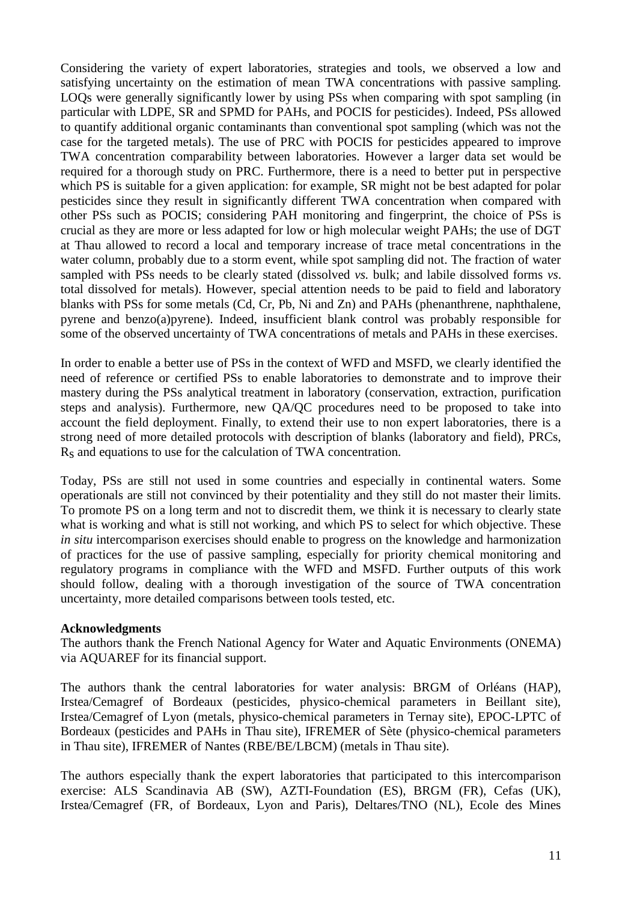Considering the variety of expert laboratories, strategies and tools, we observed a low and satisfying uncertainty on the estimation of mean TWA concentrations with passive sampling. LOQs were generally significantly lower by using PSs when comparing with spot sampling (in particular with LDPE, SR and SPMD for PAHs, and POCIS for pesticides). Indeed, PSs allowed to quantify additional organic contaminants than conventional spot sampling (which was not the case for the targeted metals). The use of PRC with POCIS for pesticides appeared to improve TWA concentration comparability between laboratories. However a larger data set would be required for a thorough study on PRC. Furthermore, there is a need to better put in perspective which PS is suitable for a given application: for example, SR might not be best adapted for polar pesticides since they result in significantly different TWA concentration when compared with other PSs such as POCIS; considering PAH monitoring and fingerprint, the choice of PSs is crucial as they are more or less adapted for low or high molecular weight PAHs; the use of DGT at Thau allowed to record a local and temporary increase of trace metal concentrations in the water column, probably due to a storm event, while spot sampling did not. The fraction of water sampled with PSs needs to be clearly stated (dissolved *vs.* bulk; and labile dissolved forms *vs*. total dissolved for metals). However, special attention needs to be paid to field and laboratory blanks with PSs for some metals (Cd, Cr, Pb, Ni and Zn) and PAHs (phenanthrene, naphthalene, pyrene and benzo(a)pyrene). Indeed, insufficient blank control was probably responsible for some of the observed uncertainty of TWA concentrations of metals and PAHs in these exercises.

In order to enable a better use of PSs in the context of WFD and MSFD, we clearly identified the need of reference or certified PSs to enable laboratories to demonstrate and to improve their mastery during the PSs analytical treatment in laboratory (conservation, extraction, purification steps and analysis). Furthermore, new QA/QC procedures need to be proposed to take into account the field deployment. Finally, to extend their use to non expert laboratories, there is a strong need of more detailed protocols with description of blanks (laboratory and field), PRCs, $R_S$ and equations to use for the calculation of TWA concentration.

Today, PSs are still not used in some countries and especially in continental waters. Some operationals are still not convinced by their potentiality and they still do not master their limits. To promote PS on a long term and not to discredit them, we think it is necessary to clearly state what is working and what is still not working, and which PS to select for which objective. These *in situ* intercomparison exercises should enable to progress on the knowledge and harmonization of practices for the use of passive sampling, especially for priority chemical monitoring and regulatory programs in compliance with the WFD and MSFD. Further outputs of this work should follow, dealing with a thorough investigation of the source of TWA concentration uncertainty, more detailed comparisons between tools tested, etc.

**Acknowledgments**

The authors thank the French National Agency for Water and Aquatic Environments (ONEMA) via AQUAREF for its financial support.

The authors thank the central laboratories for water analysis: BRGM of Orléans (HAP), Irstea/Cemagref of Bordeaux (pesticides, physico-chemical parameters in Beillant site), Irstea/Cemagref of Lyon (metals, physico-chemical parameters in Ternay site), EPOC-LPTC of Bordeaux (pesticides and PAHs in Thau site), IFREMER of Sète (physico-chemical parameters in Thau site), IFREMER of Nantes (RBE/BE/LBCM) (metals in Thau site).

The authors especially thank the expert laboratories that participated to this intercomparison exercise: ALS Scandinavia AB (SW), AZTI-Foundation (ES), BRGM (FR), Cefas (UK), Irstea/Cemagref (FR, of Bordeaux, Lyon and Paris), Deltares/TNO (NL), Ecole des Mines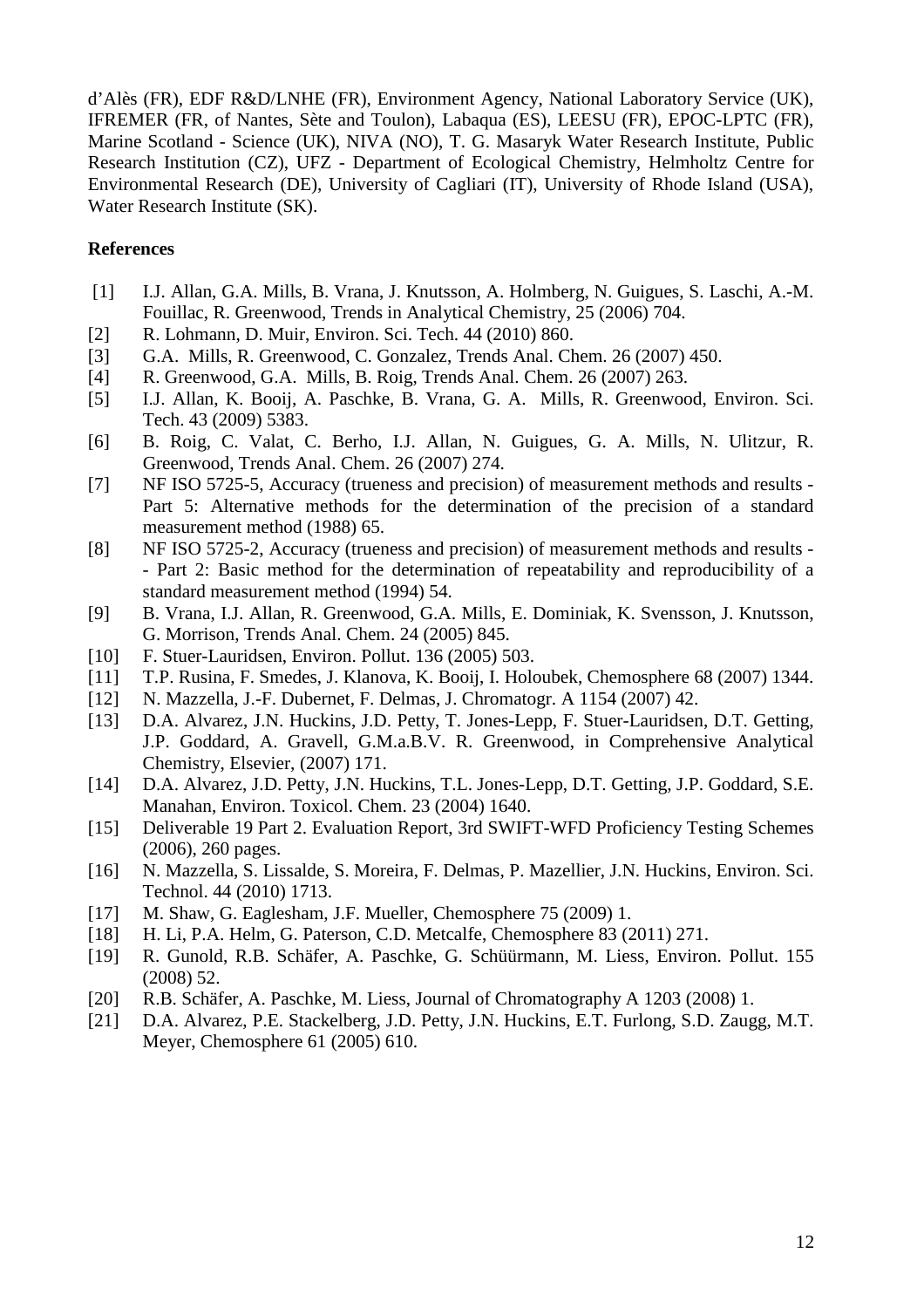d'Alès (FR), EDF R&D/LNHE (FR), Environment Agency, National Laboratory Service (UK), IFREMER (FR, of Nantes, Sète and Toulon), Labaqua (ES), LEESU (FR), EPOC-LPTC (FR), Marine Scotland - Science (UK), NIVA (NO), T. G. Masaryk Water Research Institute, Public Research Institution (CZ), UFZ - Department of Ecological Chemistry, Helmholtz Centre for Environmental Research (DE), University of Cagliari (IT), University of Rhode Island (USA), Water Research Institute (SK).

**References**

[1] I.J. Allan, G.A. Mills, B. Vrana, J. Knutsson, A. Holmberg, N. Guigues, S. Laschi, A.-M. Fouillac, R. Greenwood, Trends in Analytical Chemistry, 25 (2006) 704.

[2] R. Lohmann, D. Muir, Environ. Sci. Tech. 44 (2010) 860.

[3] G.A. Mills, R. Greenwood, C. Gonzalez, Trends Anal. Chem. 26 (2007) 450.

[4] R. Greenwood, G.A. Mills, B. Roig, Trends Anal. Chem. 26 (2007) 263.

[5] I.J. Allan, K. Booij, A. Paschke, B. Vrana, G. A. Mills, R. Greenwood, Environ. Sci. Tech. 43 (2009) 5383.

[6] B. Roig, C. Valat, C. Berho, I.J. Allan, N. Guigues, G. A. Mills, N. Ulitzur, R. Greenwood, Trends Anal. Chem. 26 (2007) 274.

[7] NF ISO 5725-5, Accuracy (trueness and precision) of measurement methods and results - Part 5: Alternative methods for the determination of the precision of a standard measurement method (1988) 65.

[8] NF ISO 5725-2, Accuracy (trueness and precision) of measurement methods and results - - Part 2: Basic method for the determination of repeatability and reproducibility of a standard measurement method (1994) 54.

[9] B. Vrana, I.J. Allan, R. Greenwood, G.A. Mills, E. Dominiak, K. Svensson, J. Knutsson, G. Morrison, Trends Anal. Chem. 24 (2005) 845.

[10] F. Stuer-Lauridsen, Environ. Pollut. 136 (2005) 503.

[11] T.P. Rusina, F. Smedes, J. Klanova, K. Booij, I. Holoubek, Chemosphere 68 (2007) 1344.

[12] N. Mazzella, J.-F. Dubernet, F. Delmas, J. Chromatogr. A 1154 (2007) 42.

[13] D.A. Alvarez, J.N. Huckins, J.D. Petty, T. Jones-Lepp, F. Stuer-Lauridsen, D.T. Getting, J.P. Goddard, A. Gravell, G.M.a.B.V. R. Greenwood, in Comprehensive Analytical Chemistry, Elsevier, (2007) 171.

[14] D.A. Alvarez, J.D. Petty, J.N. Huckins, T.L. Jones-Lepp, D.T. Getting, J.P. Goddard, S.E. Manahan, Environ. Toxicol. Chem. 23 (2004) 1640.

[15] Deliverable 19 Part 2. Evaluation Report, 3rd SWIFT-WFD Proficiency Testing Schemes (2006), 260 pages.

[16] N. Mazzella, S. Lissalde, S. Moreira, F. Delmas, P. Mazellier, J.N. Huckins, Environ. Sci. Technol. 44 (2010) 1713.

[17] M. Shaw, G. Eaglesham, J.F. Mueller, Chemosphere 75 (2009) 1.

[18] H. Li, P.A. Helm, G. Paterson, C.D. Metcalfe, Chemosphere 83 (2011) 271.

[19] R. Gunold, R.B. Schäfer, A. Paschke, G. Schüürmann, M. Liess, Environ. Pollut. 155 (2008) 52.

[20] R.B. Schäfer, A. Paschke, M. Liess, Journal of Chromatography A 1203 (2008) 1.

[21] D.A. Alvarez, P.E. Stackelberg, J.D. Petty, J.N. Huckins, E.T. Furlong, S.D. Zaugg, M.T. Meyer, Chemosphere 61 (2005) 610.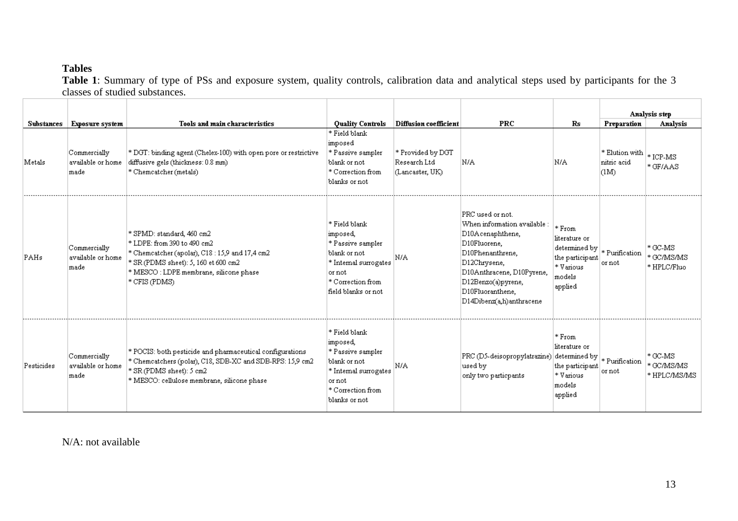# Tables

**Table 1**: Summary of type of PSs and exposure system, quality controls, calibration data and analytical steps used by participants for the 3 classes of studied substances.

| Substances | Exposure system | Tools and main characteristics | Quality Controls | Diffusion coefficient | PRC | Rs | Analysis step | |
|---|---|---|---|---|---|---|---|---|
| | | | | | | | Preparation | Analysis |
| Metals | Commercially available or home made | * DGT: binding agent (Chelex-100) with open pore or restrictive diffusive gels (thickness: 0.8 mm)<br>* Chemcatcher (metals) | * Field blank imposed<br>* Passive sampler blank or not<br>* Correction from blanks or not | * Provided by DGT Research Ltd (Lancaster, UK) | N/A | N/A | * Elution with nitric acid (1M) | * ICP-MS<br>* GF/AAS |
| PAHs | Commercially available or home made | * SPMD: standard, 460 cm2<br>* LDPE: from 390 to 490 cm2<br>* Chemcatcher (apolar), C18 : 15,9 and 17,4 cm2<br>* SR (PDMS sheet): 5, 160 et 600 cm2<br>* MESCO : LDPE membrane, silicone phase<br>* CFIS (PDMS) | * Field blank imposed,<br>* Passive sampler blank or not<br>* Internal surrogates or not<br>* Correction from field blanks or not | N/A | PRC used or not. When information available : D10Acenaphthene, D10Fluorene, D10Phenanthrene, D12Chrysene, D10Anthracene, D10Pyrene, D12Benzo(a)pyrene, D10Fluoranthene, D14Dibenz(a,h)anthracene | * From literature or determined by the participant<br>* Various models applied | * Purification or not | * GC-MS<br>* GC/MS/MS<br>* HPLC/Fluo |
| Pesticides | Commercially available or home made | * POCIS: both pesticide and pharmaceutical configurations<br>* Chemcatchers (polar), C18, SDB-XC and SDB-RPS: 15,9 cm2<br>* SR (PDMS sheet): 5 cm2<br>* MESCO: cellulose membrane, silicone phase | * Field blank imposed,<br>* Passive sampler blank or not<br>* Internal surrogates or not<br>* Correction from blanks or not | N/A | PRC (D5-deisopropylatrazine) used by only two particpants | * From literature or determined by the participant<br>* Various models applied | * Purification or not | * GC-MS<br>* GC/MS/MS<br>* HPLC/MS/MS |

N/A: not available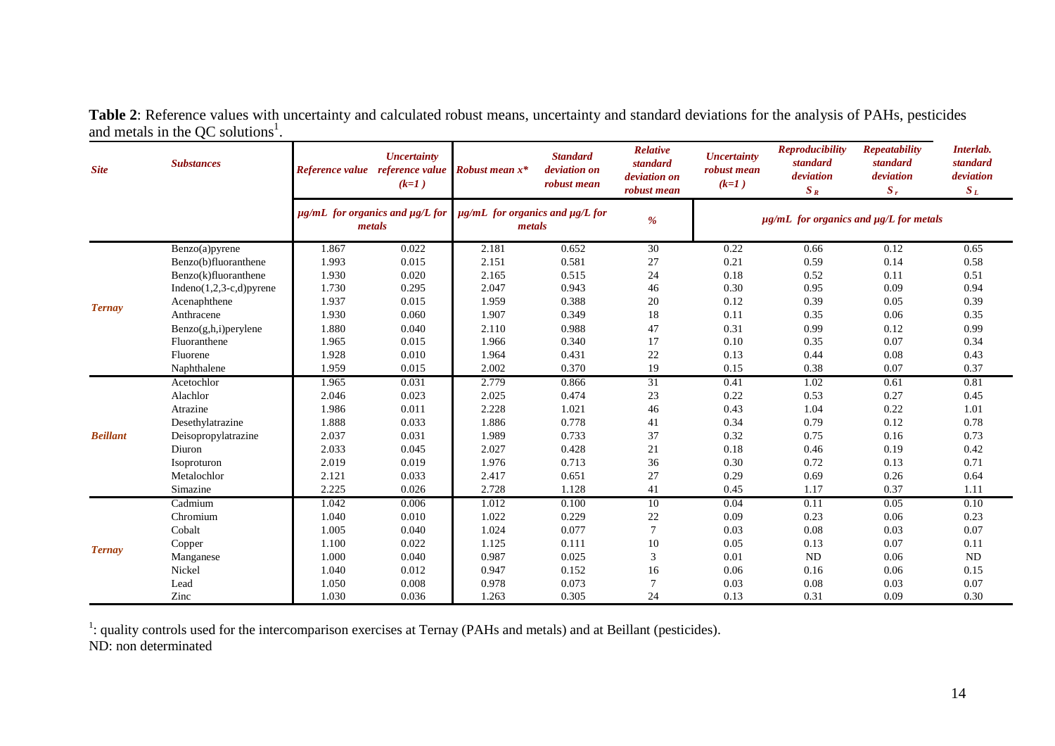**Table 2**: Reference values with uncertainty and calculated robust means, uncertainty and standard deviations for the analysis of PAHs, pesticides and metals in the QC solutions[1].

| *Site* | *Substances* | *Reference value* | *Uncertainty reference value (k=1)* | *Robust mean x** | *Standard deviation on robust mean* | *Relative standard deviation on robust mean* | *Uncertainty robust mean (k=1)* | *Reproducibility standard deviation $S_R$* | *Repeatability standard deviation $S_r$* | *Interlab. standard deviation $S_L$* |
|---|---|---|---|---|---|---|---|---|---|---|
| | | *µg/mL for organics and µg/L for metals* | | *µg/mL for organics and µg/L for metals* | | *%* | *µg/mL for organics and µg/L for metals* | | | |
| ***Ternay*** | Benzo(a)pyrene | 1.867 | 0.022 | 2.181 | 0.652 | 30 | 0.22 | 0.66 | 0.12 | 0.65 |
| | Benzo(b)fluoranthene | 1.993 | 0.015 | 2.151 | 0.581 | 27 | 0.21 | 0.59 | 0.14 | 0.58 |
| | Benzo(k)fluoranthene | 1.930 | 0.020 | 2.165 | 0.515 | 24 | 0.18 | 0.52 | 0.11 | 0.51 |
| | Indeno(1,2,3-c,d)pyrene | 1.730 | 0.295 | 2.047 | 0.943 | 46 | 0.30 | 0.95 | 0.09 | 0.94 |
| | Acenaphthene | 1.937 | 0.015 | 1.959 | 0.388 | 20 | 0.12 | 0.39 | 0.05 | 0.39 |
| | Anthracene | 1.930 | 0.060 | 1.907 | 0.349 | 18 | 0.11 | 0.35 | 0.06 | 0.35 |
| | Benzo(g,h,i)perylene | 1.880 | 0.040 | 2.110 | 0.988 | 47 | 0.31 | 0.99 | 0.12 | 0.99 |
| | Fluoranthene | 1.965 | 0.015 | 1.966 | 0.340 | 17 | 0.10 | 0.35 | 0.07 | 0.34 |
| | Fluorene | 1.928 | 0.010 | 1.964 | 0.431 | 22 | 0.13 | 0.44 | 0.08 | 0.43 |
| | Naphthalene | 1.959 | 0.015 | 2.002 | 0.370 | 19 | 0.15 | 0.38 | 0.07 | 0.37 |
| ***Beillant*** | Acetochlor | 1.965 | 0.031 | 2.779 | 0.866 | 31 | 0.41 | 1.02 | 0.61 | 0.81 |
| | Alachlor | 2.046 | 0.023 | 2.025 | 0.474 | 23 | 0.22 | 0.53 | 0.27 | 0.45 |
| | Atrazine | 1.986 | 0.011 | 2.228 | 1.021 | 46 | 0.43 | 1.04 | 0.22 | 1.01 |
| | Desethylatrazine | 1.888 | 0.033 | 1.886 | 0.778 | 41 | 0.34 | 0.79 | 0.12 | 0.78 |
| | Deisopropylatrazine | 2.037 | 0.031 | 1.989 | 0.733 | 37 | 0.32 | 0.75 | 0.16 | 0.73 |
| | Diuron | 2.033 | 0.045 | 2.027 | 0.428 | 21 | 0.18 | 0.46 | 0.19 | 0.42 |
| | Isoproturon | 2.019 | 0.019 | 1.976 | 0.713 | 36 | 0.30 | 0.72 | 0.13 | 0.71 |
| | Metalochlor | 2.121 | 0.033 | 2.417 | 0.651 | 27 | 0.29 | 0.69 | 0.26 | 0.64 |
| | Simazine | 2.225 | 0.026 | 2.728 | 1.128 | 41 | 0.45 | 1.17 | 0.37 | 1.11 |
| ***Ternay*** | Cadmium | 1.042 | 0.006 | 1.012 | 0.100 | 10 | 0.04 | 0.11 | 0.05 | 0.10 |
| | Chromium | 1.040 | 0.010 | 1.022 | 0.229 | 22 | 0.09 | 0.23 | 0.06 | 0.23 |
| | Cobalt | 1.005 | 0.040 | 1.024 | 0.077 | 7 | 0.03 | 0.08 | 0.03 | 0.07 |
| | Copper | 1.100 | 0.022 | 1.125 | 0.111 | 10 | 0.05 | 0.13 | 0.07 | 0.11 |
| | Manganese | 1.000 | 0.040 | 0.987 | 0.025 | 3 | 0.01 | ND | 0.06 | ND |
| | Nickel | 1.040 | 0.012 | 0.947 | 0.152 | 16 | 0.06 | 0.16 | 0.06 | 0.15 |
| | Lead | 1.050 | 0.008 | 0.978 | 0.073 | 7 | 0.03 | 0.08 | 0.03 | 0.07 |
| | Zinc | 1.030 | 0.036 | 1.263 | 0.305 | 24 | 0.13 | 0.31 | 0.09 | 0.30 |

[1]: quality controls used for the intercomparison exercises at Ternay (PAHs and metals) and at Beillant (pesticides).
ND: non determinated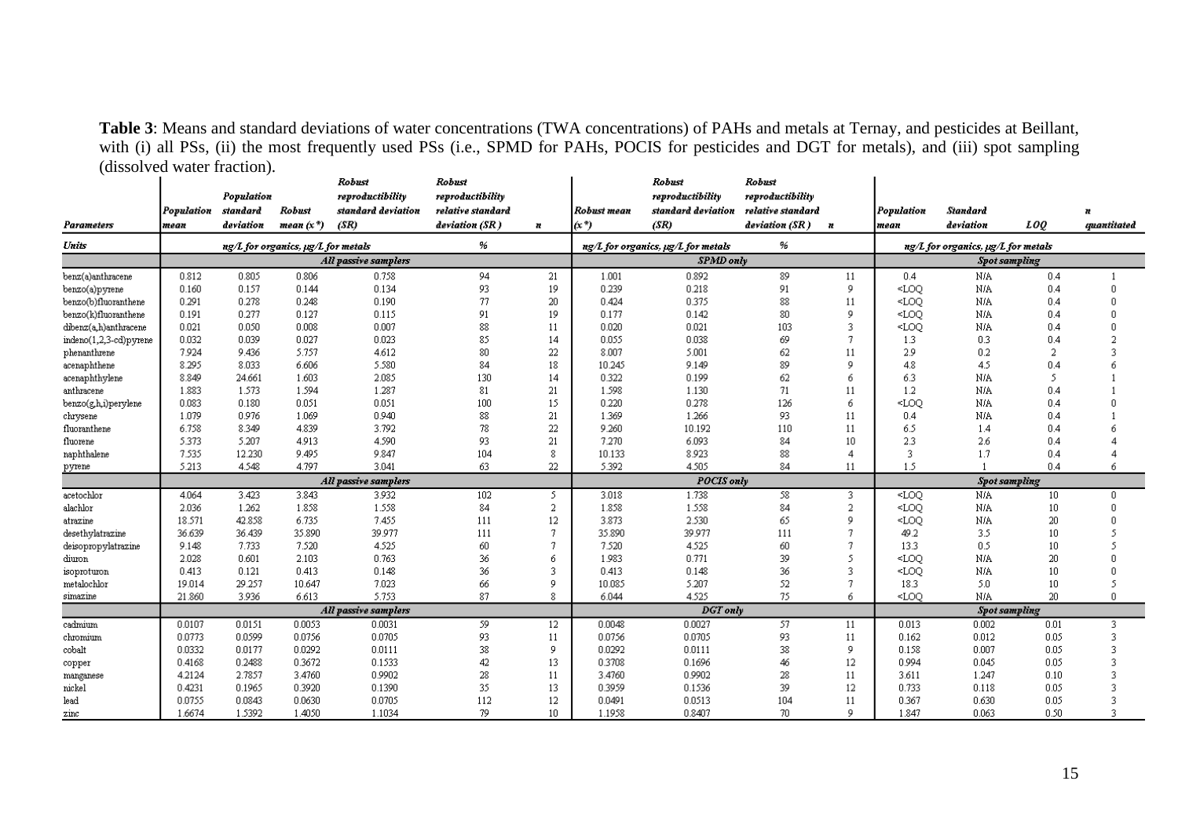**Table 3**: Means and standard deviations of water concentrations (TWA concentrations) of PAHs and metals at Ternay, and pesticides at Beillant, with (i) all PSs, (ii) the most frequently used PSs (i.e., SPMD for PAHs, POCIS for pesticides and DGT for metals), and (iii) spot sampling (dissolved water fraction).

| *Parameters* | *Population mean* | *Population standard deviation* | *Robust mean (x\*)* | *Robust reproductibility standard deviation (SR)* | *Robust reproductibility relative standard deviation (SR)* | *n* | *Robust mean (x\*)* | *Robust reproductibility standard deviation (SR)* | *Robust reproductibility relative standard deviation (SR)* | *n* | *Population mean* | *Standard deviation* | *LOQ* | *n quantitated* |
|---|---|---|---|---|---|---|---|---|---|---|---|---|---|---|
| *Units* | *ng/L for organics, µg/L for metals* | | | | *%* | | *ng/L for organics, µg/L for metals* | | *%* | | *ng/L for organics, µg/L for metals* | | | |
| | *All passive samplers* | | | | | | *SPMD only* | | | | *Spot sampling* | | | |
| benz(a)anthracene | 0.812 | 0.805 | 0.806 | 0.758 | 94 | 21 | 1.001 | 0.892 | 89 | 11 | 0.4 | N/A | 0.4 | 1 |
| benzo(a)pyrene | 0.160 | 0.157 | 0.144 | 0.134 | 93 | 19 | 0.239 | 0.218 | 91 | 9 | <LOQ | N/A | 0.4 | 0 |
| benzo(b)fluoranthene | 0.291 | 0.278 | 0.248 | 0.190 | 77 | 20 | 0.424 | 0.375 | 88 | 11 | <LOQ | N/A | 0.4 | 0 |
| benzo(k)fluoranthene | 0.191 | 0.277 | 0.127 | 0.115 | 91 | 19 | 0.177 | 0.142 | 80 | 9 | <LOQ | N/A | 0.4 | 0 |
| dibenz(a,h)anthracene | 0.021 | 0.050 | 0.008 | 0.007 | 88 | 11 | 0.020 | 0.021 | 103 | 3 | <LOQ | N/A | 0.4 | 0 |
| indeno(1,2,3-cd)pyrene | 0.032 | 0.039 | 0.027 | 0.023 | 85 | 14 | 0.055 | 0.038 | 69 | 7 | 1.3 | 0.3 | 0.4 | 2 |
| phenanthrene | 7.924 | 9.436 | 5.757 | 4.612 | 80 | 22 | 8.007 | 5.001 | 62 | 11 | 2.9 | 0.2 | 2 | 3 |
| acenaphthene | 8.295 | 8.033 | 6.606 | 5.580 | 84 | 18 | 10.245 | 9.149 | 89 | 9 | 4.8 | 4.5 | 0.4 | 6 |
| acenaphthylene | 8.849 | 24.661 | 1.603 | 2.085 | 130 | 14 | 0.322 | 0.199 | 62 | 6 | 6.3 | N/A | 5 | 1 |
| anthracene | 1.883 | 1.573 | 1.594 | 1.287 | 81 | 21 | 1.598 | 1.130 | 71 | 11 | 1.2 | N/A | 0.4 | 1 |
| benzo(g,h,i)perylene | 0.083 | 0.180 | 0.051 | 0.051 | 100 | 15 | 0.220 | 0.278 | 126 | 6 | <LOQ | N/A | 0.4 | 0 |
| chrysene | 1.079 | 0.976 | 1.069 | 0.940 | 88 | 21 | 1.369 | 1.266 | 93 | 11 | 0.4 | N/A | 0.4 | 1 |
| fluoranthene | 6.758 | 8.349 | 4.839 | 3.792 | 78 | 22 | 9.260 | 10.192 | 110 | 11 | 6.5 | 1.4 | 0.4 | 6 |
| fluorene | 5.373 | 5.207 | 4.913 | 4.590 | 93 | 21 | 7.270 | 6.093 | 84 | 10 | 2.3 | 2.6 | 0.4 | 4 |
| naphthalene | 7.535 | 12.230 | 9.495 | 9.847 | 104 | 8 | 10.133 | 8.923 | 88 | 4 | 3 | 1.7 | 0.4 | 4 |
| pyrene | 5.213 | 4.548 | 4.797 | 3.041 | 63 | 22 | 5.392 | 4.505 | 84 | 11 | 1.5 | 1 | 0.4 | 6 |
| | *All passive samplers* | | | | | | *POCIS only* | | | | *Spot sampling* | | | |
| acetochlor | 4.064 | 3.423 | 3.843 | 3.932 | 102 | 5 | 3.018 | 1.738 | 58 | 3 | <LOQ | N/A | 10 | 0 |
| alachlor | 2.036 | 1.262 | 1.858 | 1.558 | 84 | 2 | 1.858 | 1.558 | 84 | 2 | <LOQ | N/A | 10 | 0 |
| atrazine | 18.571 | 42.858 | 6.735 | 7.455 | 111 | 12 | 3.873 | 2.530 | 65 | 9 | <LOQ | N/A | 20 | 0 |
| desethylatrazine | 36.639 | 36.439 | 35.890 | 39.977 | 111 | 7 | 35.890 | 39.977 | 111 | 7 | 49.2 | 3.5 | 10 | 5 |
| deisopropylatrazine | 9.148 | 7.733 | 7.520 | 4.525 | 60 | 7 | 7.520 | 4.525 | 60 | 7 | 13.3 | 0.5 | 10 | 5 |
| diuron | 2.028 | 0.601 | 2.103 | 0.763 | 36 | 6 | 1.983 | 0.771 | 39 | 5 | <LOQ | N/A | 20 | 0 |
| isoproturon | 0.413 | 0.121 | 0.413 | 0.148 | 36 | 3 | 0.413 | 0.148 | 36 | 3 | <LOQ | N/A | 10 | 0 |
| metalochlor | 19.014 | 29.257 | 10.647 | 7.023 | 66 | 9 | 10.085 | 5.207 | 52 | 7 | 18.3 | 5.0 | 10 | 5 |
| simazine | 21.860 | 3.936 | 6.613 | 5.753 | 87 | 8 | 6.044 | 4.525 | 75 | 6 | <LOQ | N/A | 20 | 0 |
| | *All passive samplers* | | | | | | *DGT only* | | | | *Spot sampling* | | | |
| cadmium | 0.0107 | 0.0151 | 0.0053 | 0.0031 | 59 | 12 | 0.0048 | 0.0027 | 57 | 11 | 0.013 | 0.002 | 0.01 | 3 |
| chromium | 0.0773 | 0.0599 | 0.0756 | 0.0705 | 93 | 11 | 0.0756 | 0.0705 | 93 | 11 | 0.162 | 0.012 | 0.05 | 3 |
| cobalt | 0.0332 | 0.0177 | 0.0292 | 0.0111 | 38 | 9 | 0.0292 | 0.0111 | 38 | 9 | 0.158 | 0.007 | 0.05 | 3 |
| copper | 0.4168 | 0.2488 | 0.3672 | 0.1533 | 42 | 13 | 0.3708 | 0.1696 | 46 | 12 | 0.994 | 0.045 | 0.05 | 3 |
| manganese | 4.2124 | 2.7857 | 3.4760 | 0.9902 | 28 | 11 | 3.4760 | 0.9902 | 28 | 11 | 3.611 | 1.247 | 0.10 | 3 |
| nickel | 0.4231 | 0.1965 | 0.3920 | 0.1390 | 35 | 13 | 0.3959 | 0.1536 | 39 | 12 | 0.733 | 0.118 | 0.05 | 3 |
| lead | 0.0755 | 0.0843 | 0.0630 | 0.0705 | 112 | 12 | 0.0491 | 0.0513 | 104 | 11 | 0.367 | 0.630 | 0.05 | 3 |
| zinc | 1.6674 | 1.5392 | 1.4050 | 1.1034 | 79 | 10 | 1.1958 | 0.8407 | 70 | 9 | 1.847 | 0.063 | 0.50 | 3 |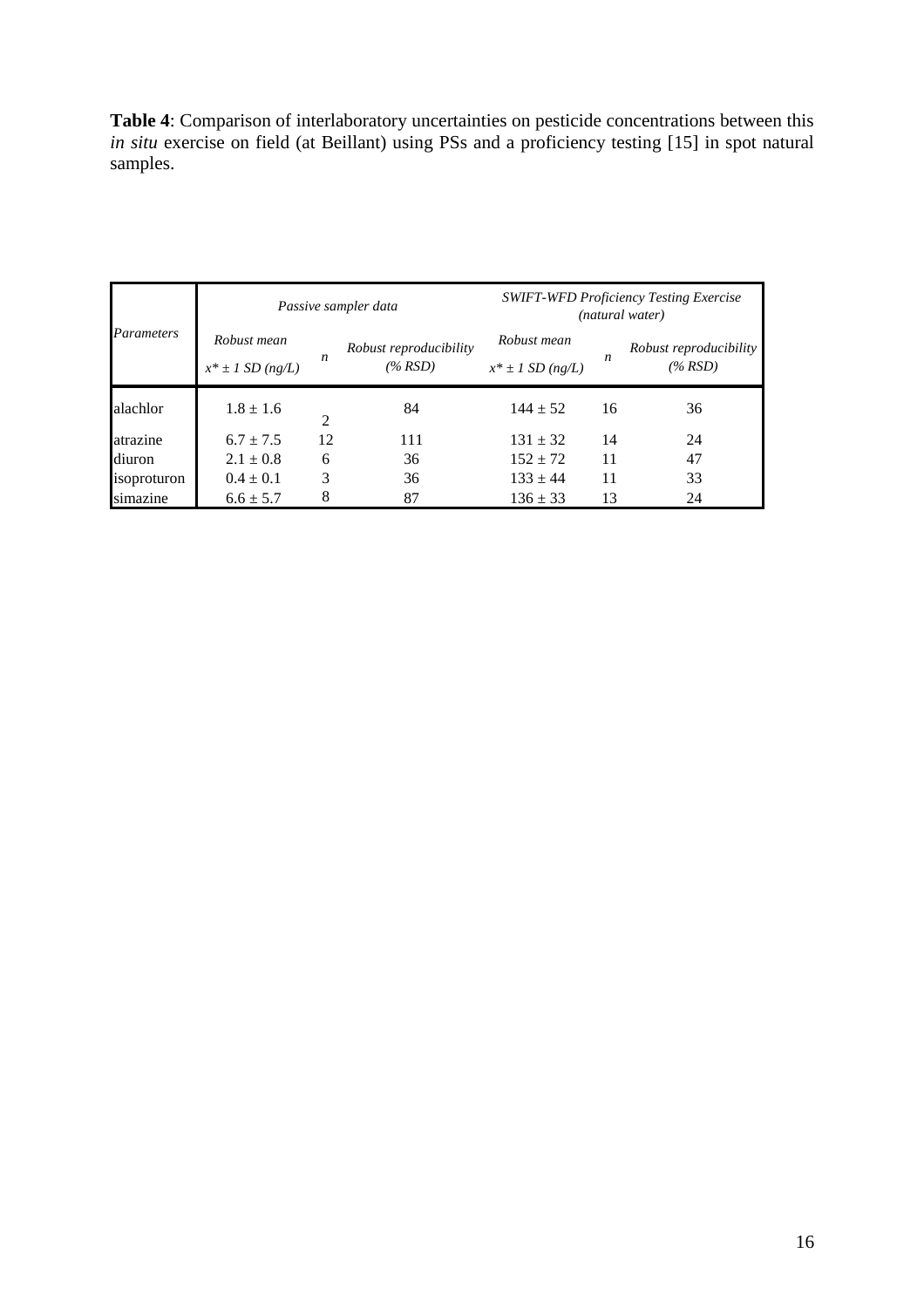**Table 4**: Comparison of interlaboratory uncertainties on pesticide concentrations between this *in situ* exercise on field (at Beillant) using PSs and a proficiency testing [15] in spot natural samples.

| *Parameters* | *Passive sampler data* | | | *SWIFT-WFD Proficiency Testing Exercise (natural water)* | | |
|---|---|---|---|---|---|---|
| | *Robust mean* $x^* \pm 1$ *SD (ng/L)* | *n* | *Robust reproducibility (% RSD)* | *Robust mean* $x^* \pm 1$ *SD (ng/L)* | *n* | *Robust reproducibility (% RSD)* |
| alachlor | 1.8 ± 1.6 | 2 | 84 | 144 ± 52 | 16 | 36 |
| atrazine | 6.7 ± 7.5 | 12 | 111 | 131 ± 32 | 14 | 24 |
| diuron | 2.1 ± 0.8 | 6 | 36 | 152 ± 72 | 11 | 47 |
| isoproturon | 0.4 ± 0.1 | 3 | 36 | 133 ± 44 | 11 | 33 |
| simazine | 6.6 ± 5.7 | 8 | 87 | 136 ± 33 | 13 | 24 |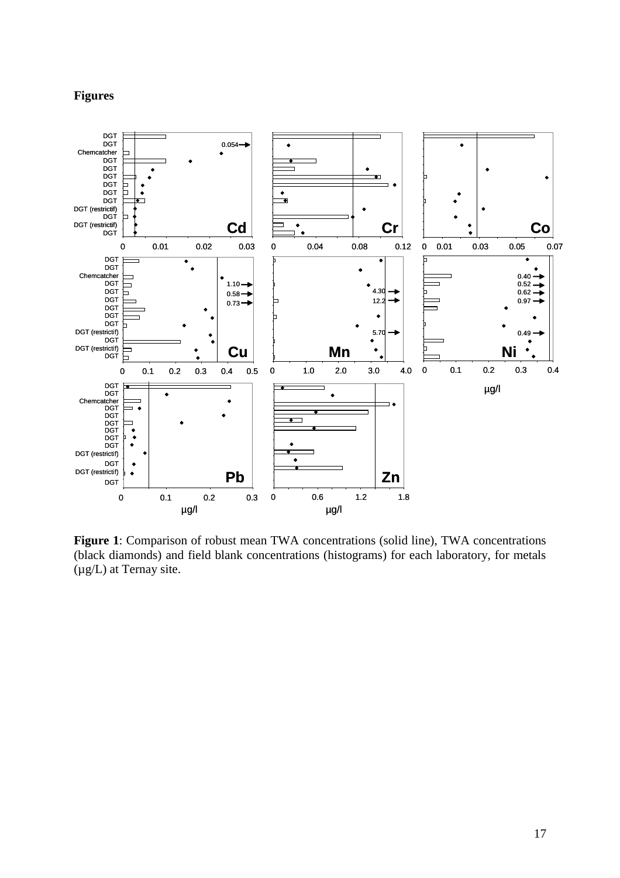**Figures**

**Figure 1**: Comparison of robust mean TWA concentrations (solid line), TWA concentrations (black diamonds) and field blank concentrations (histograms) for each laboratory, for metals (µg/L) at Ternay site.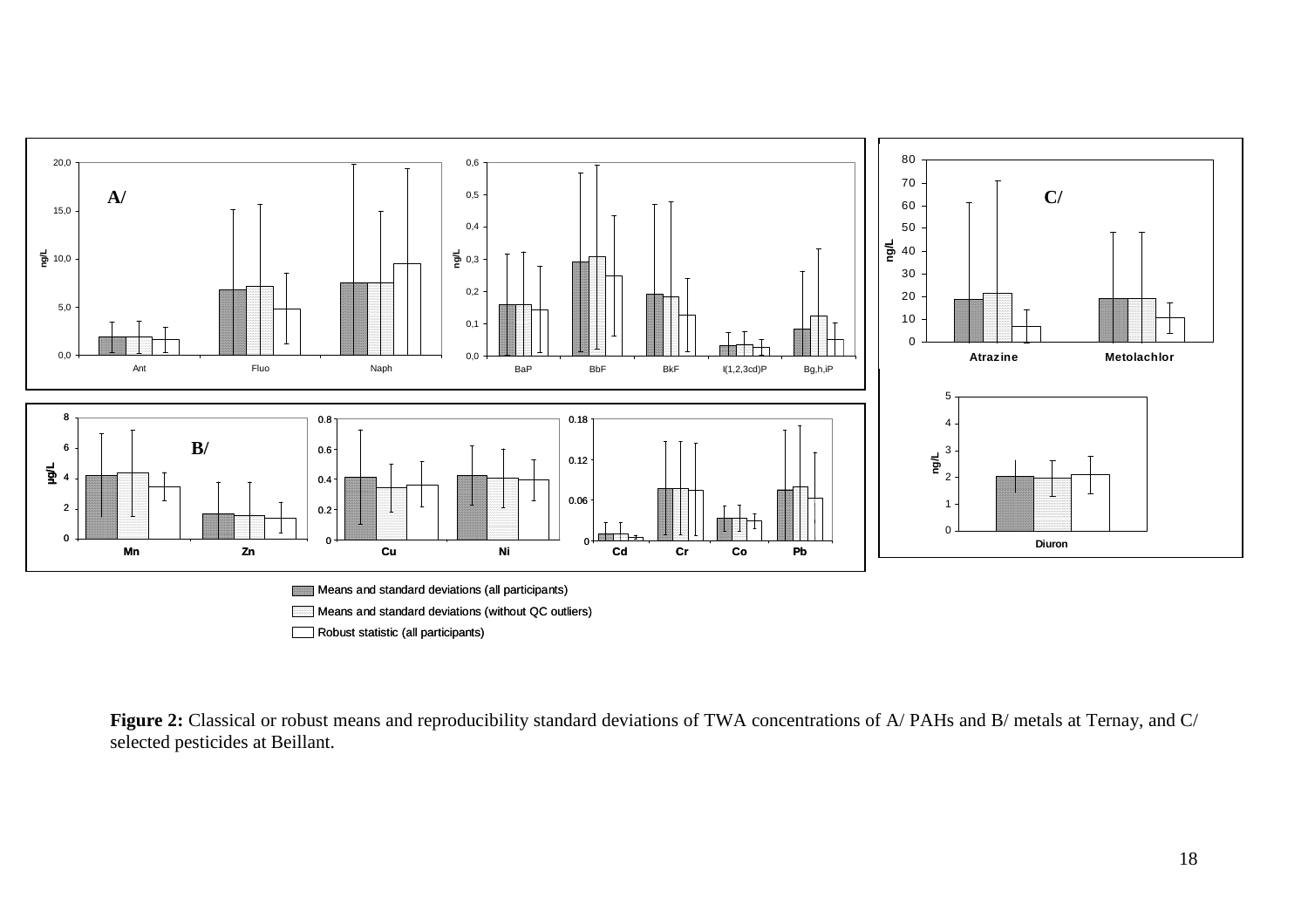**Figure 2:** Classical or robust means and reproducibility standard deviations of TWA concentrations of A/ PAHs and B/ metals at Ternay, and C/ selected pesticides at Beillant.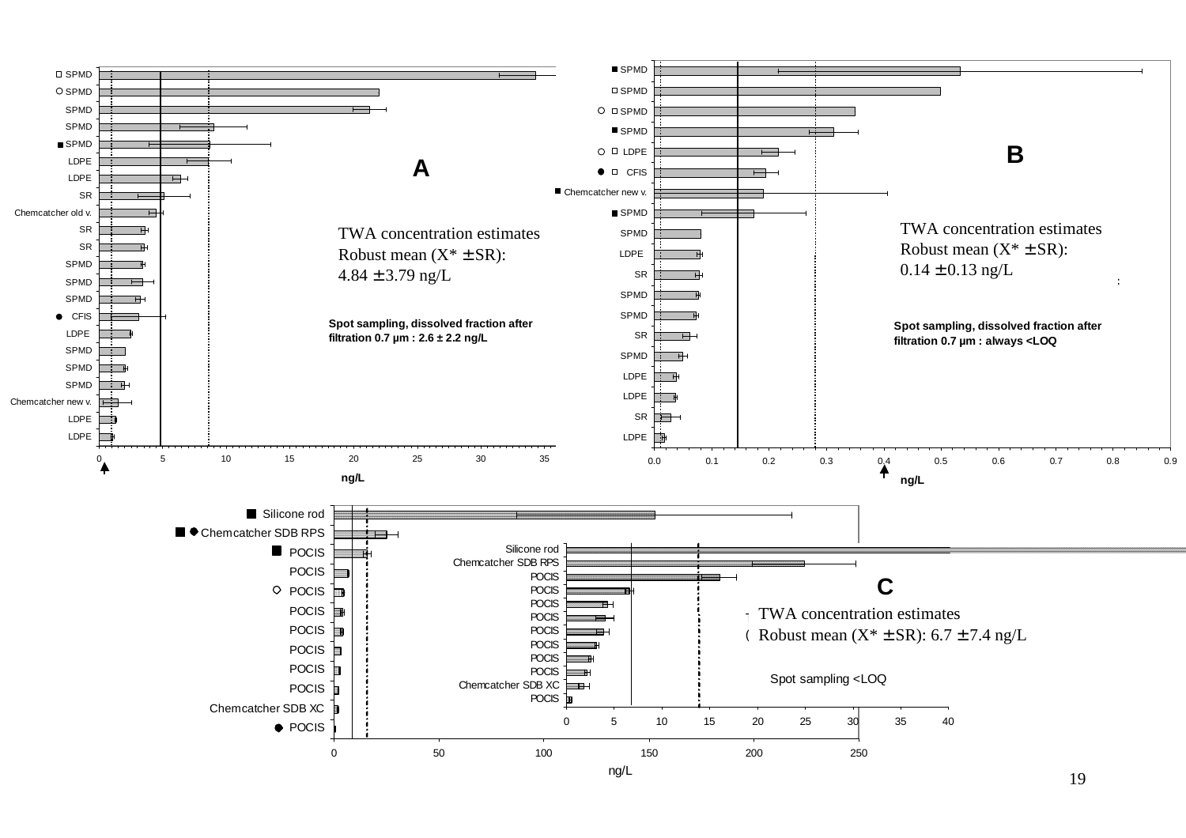□ SPMD
○ SPMD
SPMD
SPMD
■ SPMD
LDPE
LDPE
SR
Chemcatcher old v.
SR
SR
SPMD
SPMD
SPMD
● CFIS
LDPE
SPMD
SPMD
SPMD
Chemcatcher new v.
LDPE
LDPE

0 5 10 15 20 25 30 35

ng/L

**A**

TWA concentration estimates
Robust mean (X* ± SR):
4.84 ± 3.79 ng/L

**Spot sampling, dissolved fraction after filtration 0.7 µm : 2.6 ± 2.2 ng/L**

■ SPMD
□ SPMD
○ □ SPMD
■ SPMD
○ □ LDPE
● □ CFIS
■ Chemcatcher new v.
■ SPMD
SPMD
LDPE
SR
SPMD
SPMD
SR
SPMD
LDPE
LDPE
SR
LDPE

0.0 0.1 0.2 0.3 0.4 0.5 0.6 0.7 0.8 0.9

ng/L

**B**

TWA concentration estimates
Robust mean (X* ± SR):
0.14 ± 0.13 ng/L

**Spot sampling, dissolved fraction after filtration 0.7 µm : always <LOQ**

■ Silicone rod
■ ● Chemcatcher SDB RPS
■ POCIS
POCIS
○ POCIS
POCIS
POCIS
POCIS
POCIS
POCIS
Chemcatcher SDB XC
● POCIS

0 50 100 150 200 250

ng/L

Silicone rod
Chemcatcher SDB RPS
POCIS
POCIS
POCIS
POCIS
POCIS
POCIS
POCIS
POCIS
Chemcatcher SDB XC
POCIS

0 5 10 15 20 25 30 35 40

**C**

TWA concentration estimates
Robust mean (X* ± SR): 6.7 ± 7.4 ng/L

Spot sampling <LOQ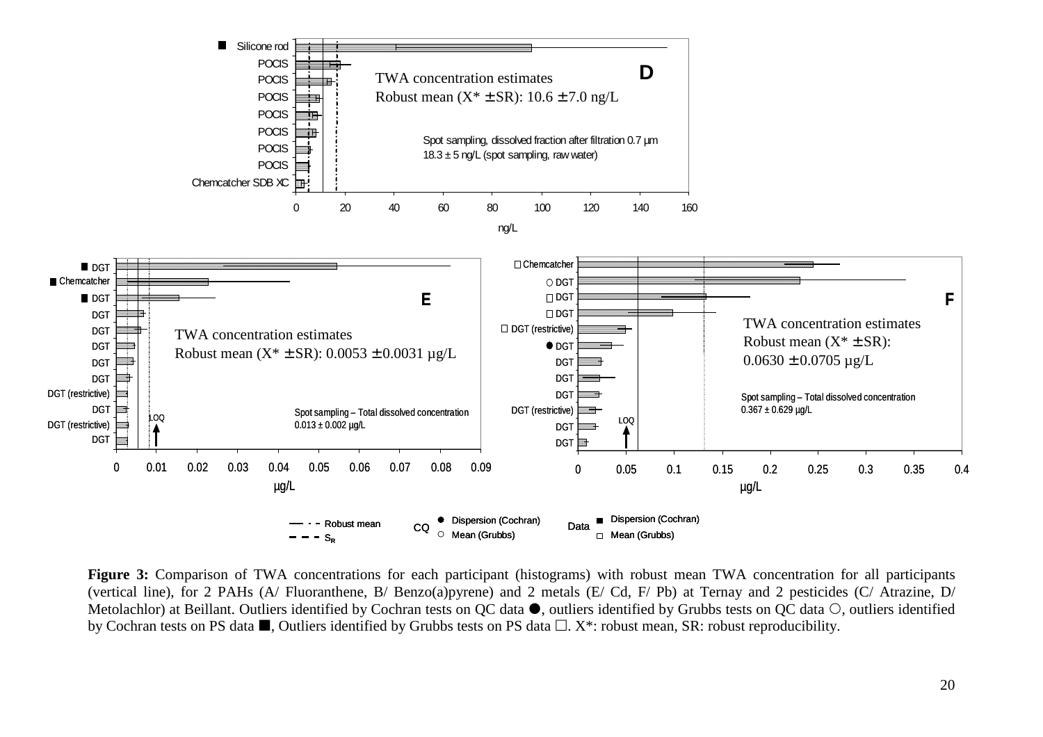**Figure 3:** Comparison of TWA concentrations for each participant (histograms) with robust mean TWA concentration for all participants (vertical line), for 2 PAHs (A/ Fluoranthene, B/ Benzo(a)pyrene) and 2 metals (E/ Cd, F/ Pb) at Ternay and 2 pesticides (C/ Atrazine, D/ Metolachlor) at Beillant. Outliers identified by Cochran tests on QC data ●, outliers identified by Grubbs tests on QC data ○, outliers identified by Cochran tests on PS data ■, Outliers identified by Grubbs tests on PS data □. X*: robust mean, SR: robust reproducibility.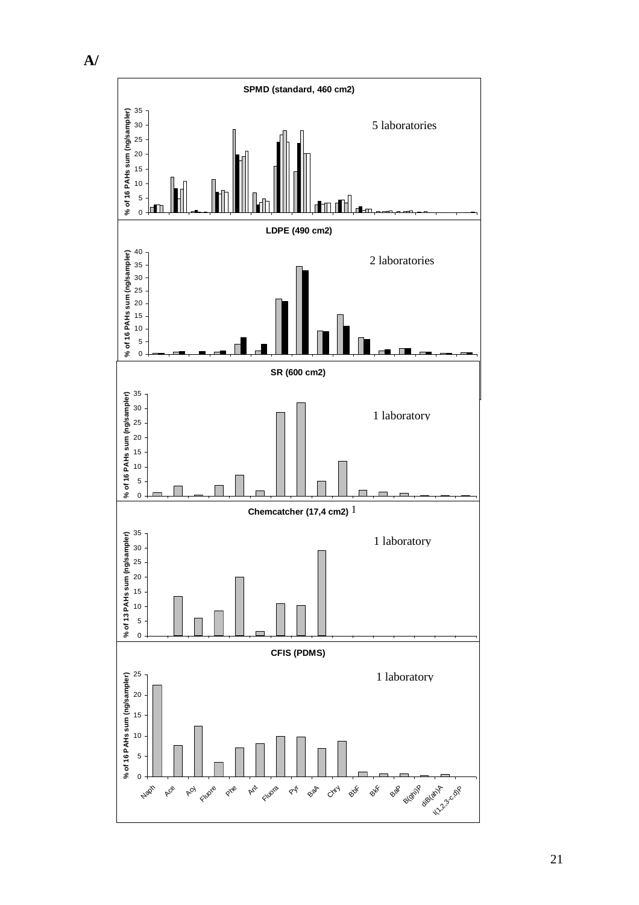**A/**

**SPMD (standard, 460 cm2)**

5 laboratories

**LDPE (490 cm2)**

2 laboratories

**SR (600 cm2)**

1 laboratory

**Chemcatcher (17,4 cm2)** 1

1 laboratory

**CFIS (PDMS)**

1 laboratory

% of 16 PAHs sum (ng/sampler)

% of 13 PAHs sum (ng/sampler)

Naph, Ace, Acy, Fluore, Phe, Ant, Fluora, Pyr, BaA, Chry, BbF, BkF, BaP, B(ghi)P, diB(ah)A, I(1,2,3-c,d)P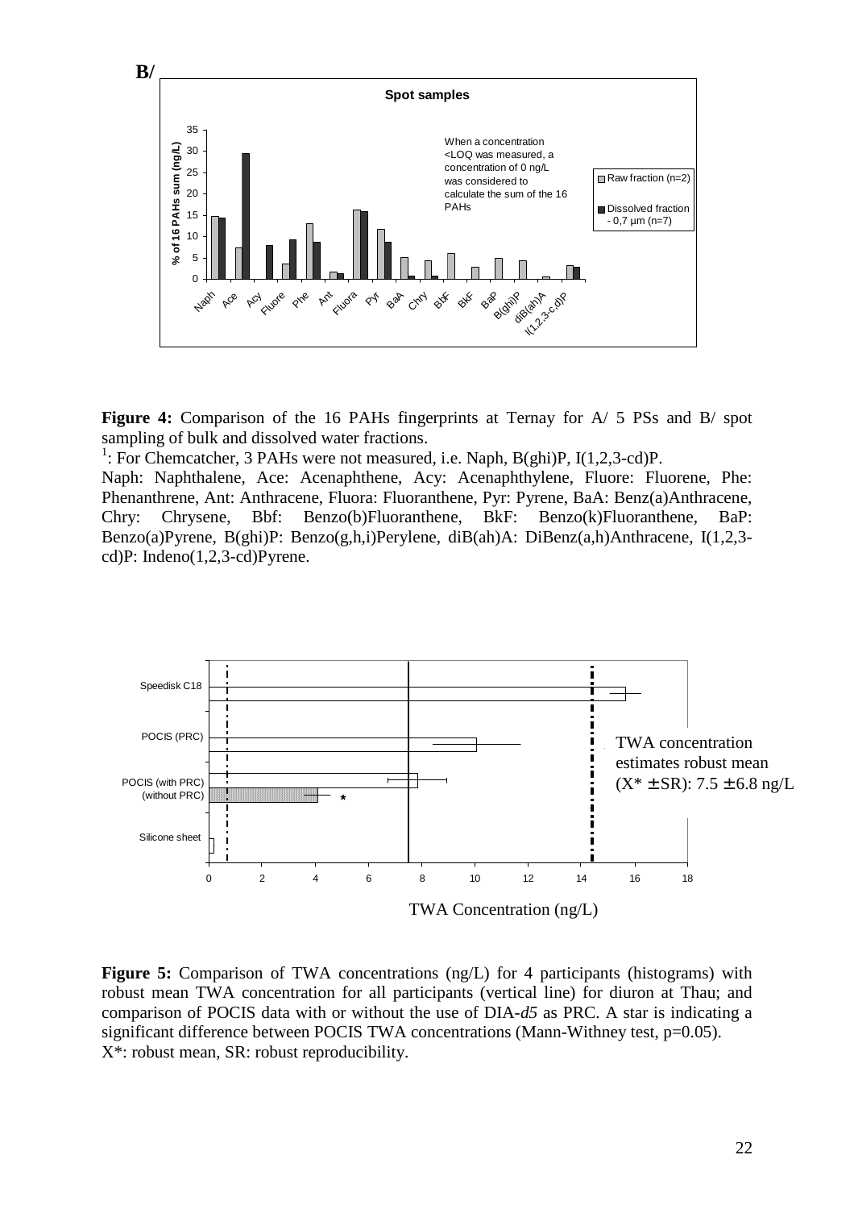**Figure 4:** Comparison of the 16 PAHs fingerprints at Ternay for A/ 5 PSs and B/ spot sampling of bulk and dissolved water fractions.

[1]: For Chemcatcher, 3 PAHs were not measured, i.e. Naph, B(ghi)P, I(1,2,3-cd)P.

Naph: Naphthalene, Ace: Acenaphthene, Acy: Acenaphthylene, Fluore: Fluorene, Phe: Phenanthrene, Ant: Anthracene, Fluora: Fluoranthene, Pyr: Pyrene, BaA: Benz(a)Anthracene, Chry: Chrysene, Bbf: Benzo(b)Fluoranthene, BkF: Benzo(k)Fluoranthene, BaP: Benzo(a)Pyrene, B(ghi)P: Benzo(g,h,i)Perylene, diB(ah)A: DiBenz(a,h)Anthracene, I(1,2,3-cd)P: Indeno(1,2,3-cd)Pyrene.

**Figure 5:** Comparison of TWA concentrations (ng/L) for 4 participants (histograms) with robust mean TWA concentration for all participants (vertical line) for diuron at Thau; and comparison of POCIS data with or without the use of DIA-*d5* as PRC. A star is indicating a significant difference between POCIS TWA concentrations (Mann-Withney test, p=0.05).

X*: robust mean, SR: robust reproducibility.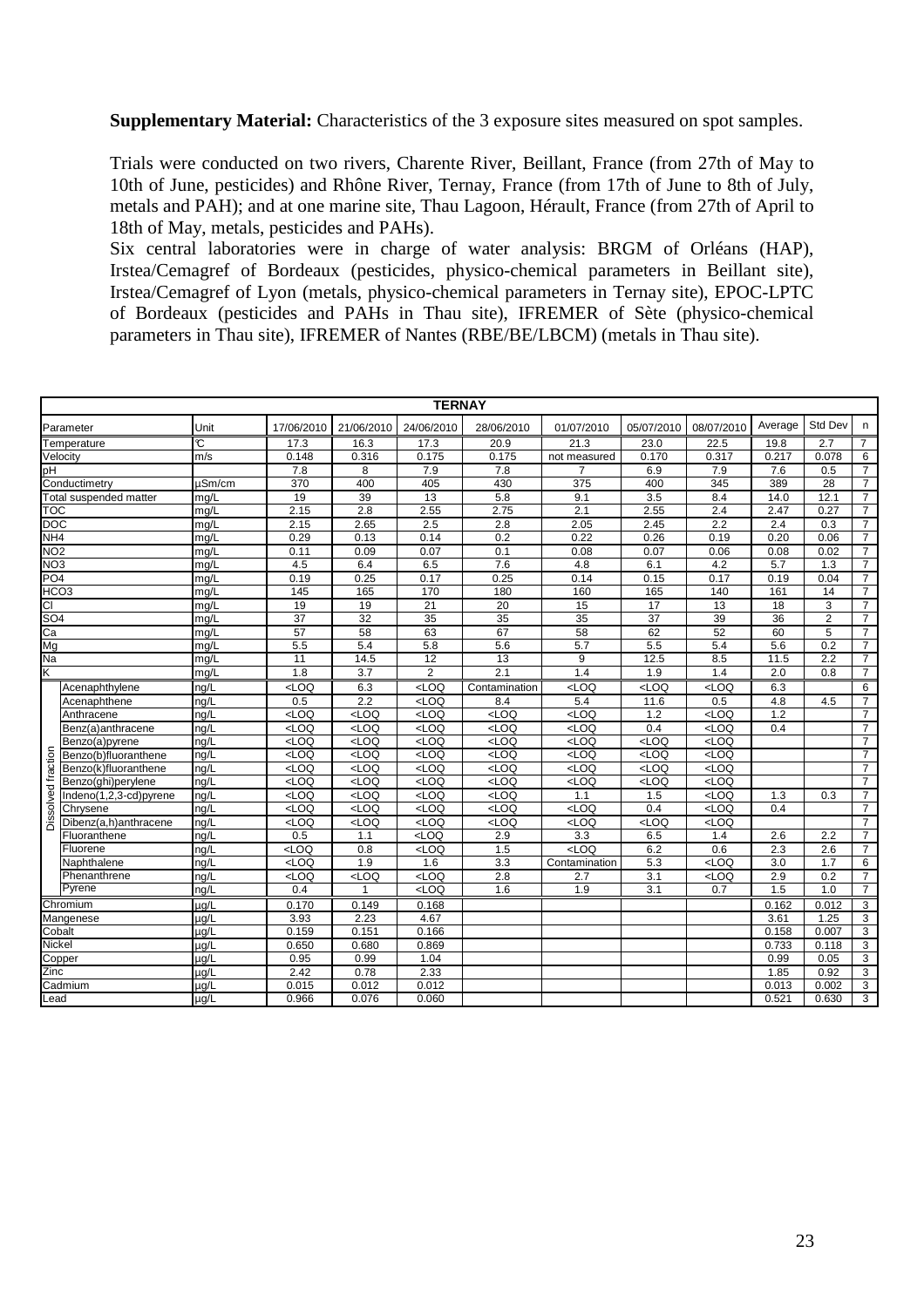**Supplementary Material:** Characteristics of the 3 exposure sites measured on spot samples.

Trials were conducted on two rivers, Charente River, Beillant, France (from 27th of May to 10th of June, pesticides) and Rhône River, Ternay, France (from 17th of June to 8th of July, metals and PAH); and at one marine site, Thau Lagoon, Hérault, France (from 27th of April to 18th of May, metals, pesticides and PAHs).

Six central laboratories were in charge of water analysis: BRGM of Orléans (HAP), Irstea/Cemagref of Bordeaux (pesticides, physico-chemical parameters in Beillant site), Irstea/Cemagref of Lyon (metals, physico-chemical parameters in Ternay site), EPOC-LPTC of Bordeaux (pesticides and PAHs in Thau site), IFREMER of Sète (physico-chemical parameters in Thau site), IFREMER of Nantes (RBE/BE/LBCM) (metals in Thau site).

| TERNAY | | | | | | | | | | | | | |
|---|---|---|---|---|---|---|---|---|---|---|---|---|---|
| Parameter | | Unit | 17/06/2010 | 21/06/2010 | 24/06/2010 | 28/06/2010 | 01/07/2010 | 05/07/2010 | 08/07/2010 | Average | Std Dev | n |
| Temperature | | °C | 17.3 | 16.3 | 17.3 | 20.9 | 21.3 | 23.0 | 22.5 | 19.8 | 2.7 | 7 |
| Velocity | | m/s | 0.148 | 0.316 | 0.175 | 0.175 | not measured | 0.170 | 0.317 | 0.217 | 0.078 | 6 |
| pH | | | 7.8 | 8 | 7.9 | 7.8 | 7 | 6.9 | 7.9 | 7.6 | 0.5 | 7 |
| Conductimetry | | µSm/cm | 370 | 400 | 405 | 430 | 375 | 400 | 345 | 389 | 28 | 7 |
| Total suspended matter | | mg/L | 19 | 39 | 13 | 5.8 | 9.1 | 3.5 | 8.4 | 14.0 | 12.1 | 7 |
| TOC | | mg/L | 2.15 | 2.8 | 2.55 | 2.75 | 2.1 | 2.55 | 2.4 | 2.47 | 0.27 | 7 |
| DOC | | mg/L | 2.15 | 2.65 | 2.5 | 2.8 | 2.05 | 2.45 | 2.2 | 2.4 | 0.3 | 7 |
| $NH_4$ | | mg/L | 0.29 | 0.13 | 0.14 | 0.2 | 0.22 | 0.26 | 0.19 | 0.20 | 0.06 | 7 |
| $NO_2$ | | mg/L | 0.11 | 0.09 | 0.07 | 0.1 | 0.08 | 0.07 | 0.06 | 0.08 | 0.02 | 7 |
| $NO_3$ | | mg/L | 4.5 | 6.4 | 6.5 | 7.6 | 4.8 | 6.1 | 4.2 | 5.7 | 1.3 | 7 |
| $PO_4$ | | mg/L | 0.19 | 0.25 | 0.17 | 0.25 | 0.14 | 0.15 | 0.17 | 0.19 | 0.04 | 7 |
| $HCO_3$ | | mg/L | 145 | 165 | 170 | 180 | 160 | 165 | 140 | 161 | 14 | 7 |
| Cl | | mg/L | 19 | 19 | 21 | 20 | 15 | 17 | 13 | 18 | 3 | 7 |
| $SO_4$ | | mg/L | 37 | 32 | 35 | 35 | 35 | 37 | 39 | 36 | 2 | 7 |
| Ca | | mg/L | 57 | 58 | 63 | 67 | 58 | 62 | 52 | 60 | 5 | 7 |
| Mg | | mg/L | 5.5 | 5.4 | 5.8 | 5.6 | 5.7 | 5.5 | 5.4 | 5.6 | 0.2 | 7 |
| Na | | mg/L | 11 | 14.5 | 12 | 13 | 9 | 12.5 | 8.5 | 11.5 | 2.2 | 7 |
| K | | mg/L | 1.8 | 3.7 | 2 | 2.1 | 1.4 | 1.9 | 1.4 | 2.0 | 0.8 | 7 |
| Dissolved fraction | Acenaphthylene | ng/L | <LOQ | 6.3 | <LOQ | Contamination | <LOQ | <LOQ | <LOQ | 6.3 | | 6 |
| | Acenaphthene | ng/L | 0.5 | 2.2 | <LOQ | 8.4 | 5.4 | 11.6 | 0.5 | 4.8 | 4.5 | 7 |
| | Anthracene | ng/L | <LOQ | <LOQ | <LOQ | <LOQ | <LOQ | 1.2 | <LOQ | 1.2 | | 7 |
| | Benz(a)anthracene | ng/L | <LOQ | <LOQ | <LOQ | <LOQ | <LOQ | 0.4 | <LOQ | 0.4 | | 7 |
| | Benzo(a)pyrene | ng/L | <LOQ | <LOQ | <LOQ | <LOQ | <LOQ | <LOQ | <LOQ | | | 7 |
| | Benzo(b)fluoranthene | ng/L | <LOQ | <LOQ | <LOQ | <LOQ | <LOQ | <LOQ | <LOQ | | | 7 |
| | Benzo(k)fluoranthene | ng/L | <LOQ | <LOQ | <LOQ | <LOQ | <LOQ | <LOQ | <LOQ | | | 7 |
| | Benzo(ghi)perylene | ng/L | <LOQ | <LOQ | <LOQ | <LOQ | <LOQ | <LOQ | <LOQ | | | 7 |
| | Indeno(1,2,3-cd)pyrene | ng/L | <LOQ | <LOQ | <LOQ | <LOQ | 1.1 | 1.5 | <LOQ | 1.3 | 0.3 | 7 |
| | Chrysene | ng/L | <LOQ | <LOQ | <LOQ | <LOQ | <LOQ | 0.4 | <LOQ | 0.4 | | 7 |
| | Dibenz(a,h)anthracene | ng/L | <LOQ | <LOQ | <LOQ | <LOQ | <LOQ | <LOQ | <LOQ | | | 7 |
| | Fluoranthene | ng/L | 0.5 | 1.1 | <LOQ | 2.9 | 3.3 | 6.5 | 1.4 | 2.6 | 2.2 | 7 |
| | Fluorene | ng/L | <LOQ | 0.8 | <LOQ | 1.5 | <LOQ | 6.2 | 0.6 | 2.3 | 2.6 | 7 |
| | Naphthalene | ng/L | <LOQ | 1.9 | 1.6 | 3.3 | Contamination | 5.3 | <LOQ | 3.0 | 1.7 | 6 |
| | Phenanthrene | ng/L | <LOQ | <LOQ | <LOQ | 2.8 | 2.7 | 3.1 | <LOQ | 2.9 | 0.2 | 7 |
| | Pyrene | ng/L | 0.4 | 1 | <LOQ | 1.6 | 1.9 | 3.1 | 0.7 | 1.5 | 1.0 | 7 |
| Chromium | | µg/L | 0.170 | 0.149 | 0.168 | | | | | 0.162 | 0.012 | 3 |
| Mangenese | | µg/L | 3.93 | 2.23 | 4.67 | | | | | 3.61 | 1.25 | 3 |
| Cobalt | | µg/L | 0.159 | 0.151 | 0.166 | | | | | 0.158 | 0.007 | 3 |
| Nickel | | µg/L | 0.650 | 0.680 | 0.869 | | | | | 0.733 | 0.118 | 3 |
| Copper | | µg/L | 0.95 | 0.99 | 1.04 | | | | | 0.99 | 0.05 | 3 |
| Zinc | | µg/L | 2.42 | 0.78 | 2.33 | | | | | 1.85 | 0.92 | 3 |
| Cadmium | | µg/L | 0.015 | 0.012 | 0.012 | | | | | 0.013 | 0.002 | 3 |
| Lead | | µg/L | 0.966 | 0.076 | 0.060 | | | | | 0.521 | 0.630 | 3 |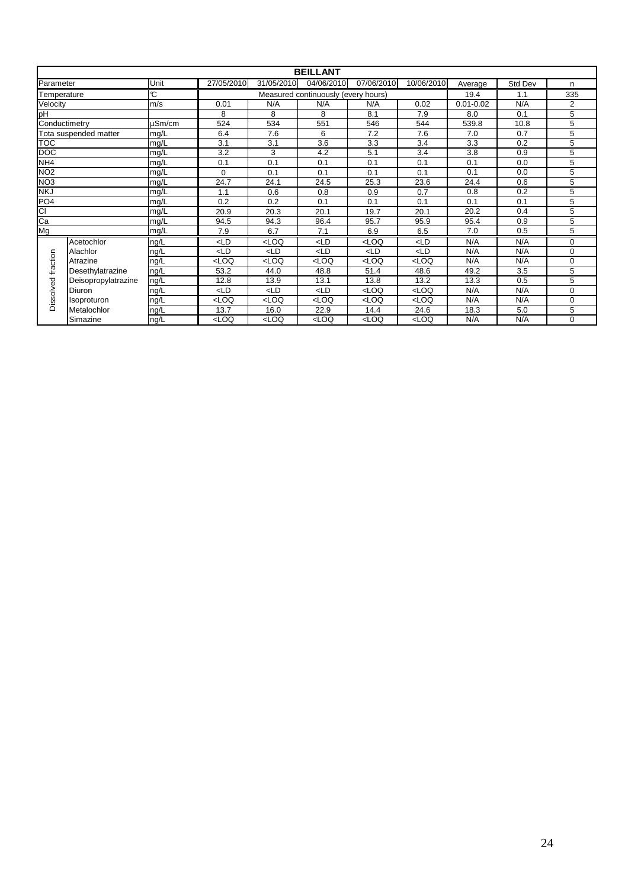| BEILLANT | | | | | | | | | | | |
|---|---|---|---|---|---|---|---|---|---|---|---|
| Parameter | | Unit | 27/05/2010 | 31/05/2010 | 04/06/2010 | 07/06/2010 | 10/06/2010 | Average | Std Dev | n |
| Temperature | | ℃ | Measured continuously (every hours) | | | | | 19.4 | 1.1 | 335 |
| Velocity | | m/s | 0.01 | N/A | N/A | N/A | 0.02 | 0.01-0.02 | N/A | 2 |
| pH | | | 8 | 8 | 8 | 8.1 | 7.9 | 8.0 | 0.1 | 5 |
| Conductimetry | | µSm/cm | 524 | 534 | 551 | 546 | 544 | 539.8 | 10.8 | 5 |
| Tota suspended matter | | mg/L | 6.4 | 7.6 | 6 | 7.2 | 7.6 | 7.0 | 0.7 | 5 |
| TOC | | mg/L | 3.1 | 3.1 | 3.6 | 3.3 | 3.4 | 3.3 | 0.2 | 5 |
| DOC | | mg/L | 3.2 | 3 | 4.2 | 5.1 | 3.4 | 3.8 | 0.9 | 5 |
| NH4 | | mg/L | 0.1 | 0.1 | 0.1 | 0.1 | 0.1 | 0.1 | 0.0 | 5 |
| NO2 | | mg/L | 0 | 0.1 | 0.1 | 0.1 | 0.1 | 0.1 | 0.0 | 5 |
| NO3 | | mg/L | 24.7 | 24.1 | 24.5 | 25.3 | 23.6 | 24.4 | 0.6 | 5 |
| NKJ | | mg/L | 1.1 | 0.6 | 0.8 | 0.9 | 0.7 | 0.8 | 0.2 | 5 |
| PO4 | | mg/L | 0.2 | 0.2 | 0.1 | 0.1 | 0.1 | 0.1 | 0.1 | 5 |
| Cl | | mg/L | 20.9 | 20.3 | 20.1 | 19.7 | 20.1 | 20.2 | 0.4 | 5 |
| Ca | | mg/L | 94.5 | 94.3 | 96.4 | 95.7 | 95.9 | 95.4 | 0.9 | 5 |
| Mg | | mg/L | 7.9 | 6.7 | 7.1 | 6.9 | 6.5 | 7.0 | 0.5 | 5 |
| Dissolved fraction | Acetochlor | ng/L | <LD | <LOQ | <LD | <LOQ | <LD | N/A | N/A | 0 |
| | Alachlor | ng/L | <LD | <LD | <LD | <LD | <LD | N/A | N/A | 0 |
| | Atrazine | ng/L | <LOQ | <LOQ | <LOQ | <LOQ | <LOQ | N/A | N/A | 0 |
| | Desethylatrazine | ng/L | 53.2 | 44.0 | 48.8 | 51.4 | 48.6 | 49.2 | 3.5 | 5 |
| | Deisopropylatrazine | ng/L | 12.8 | 13.9 | 13.1 | 13.8 | 13.2 | 13.3 | 0.5 | 5 |
| | Diuron | ng/L | <LD | <LD | <LD | <LOQ | <LOQ | N/A | N/A | 0 |
| | Isoproturon | ng/L | <LOQ | <LOQ | <LOQ | <LOQ | <LOQ | N/A | N/A | 0 |
| | Metalochlor | ng/L | 13.7 | 16.0 | 22.9 | 14.4 | 24.6 | 18.3 | 5.0 | 5 |
| | Simazine | ng/L | <LOQ | <LOQ | <LOQ | <LOQ | <LOQ | N/A | N/A | 0 |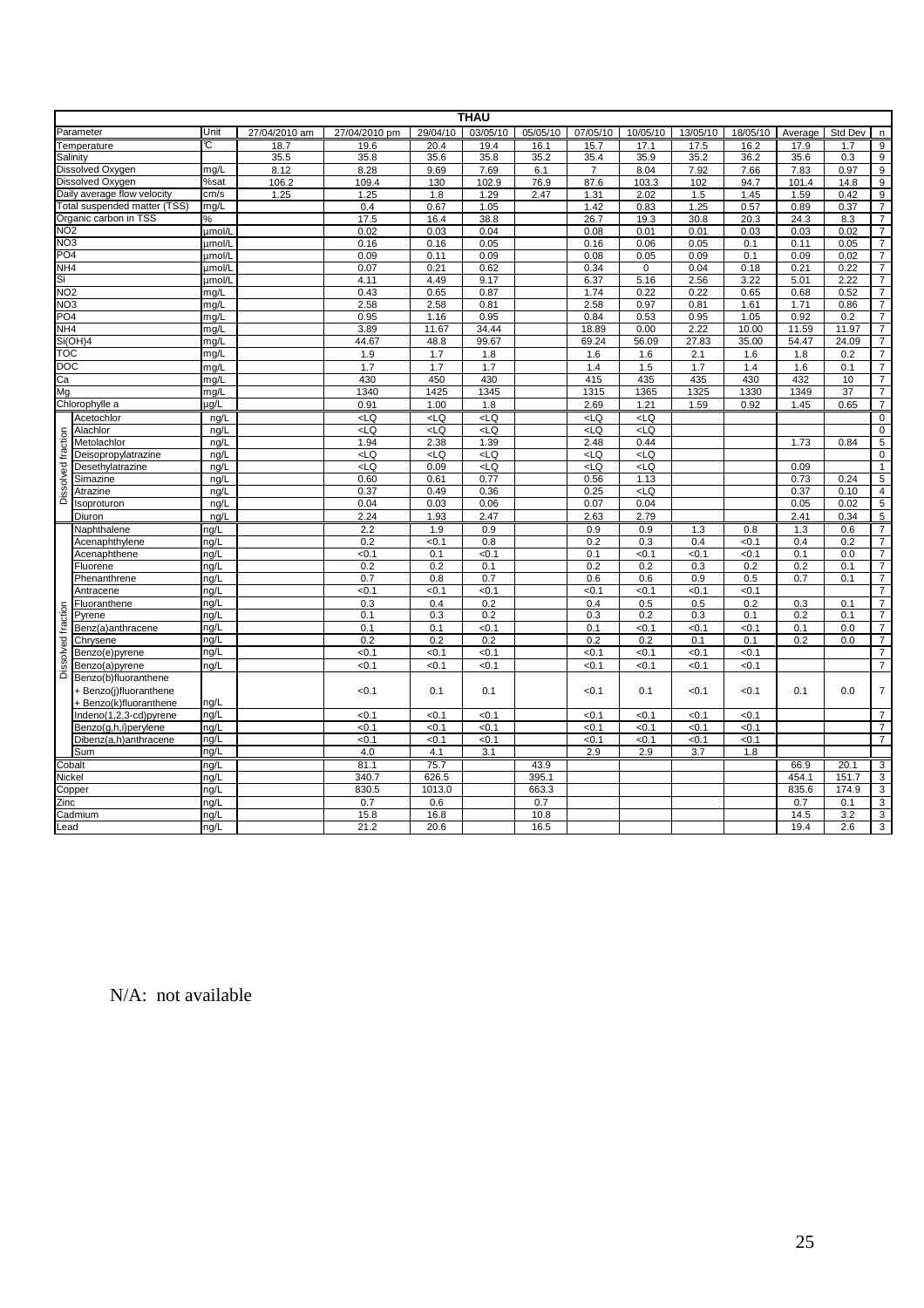| THAU | | | | | | | | | | | | | | | |
|---|---|---|---|---|---|---|---|---|---|---|---|---|---|---|---|
| Parameter | | Unit | 27/04/2010 am | 27/04/2010 pm | 29/04/10 | 03/05/10 | 05/05/10 | 07/05/10 | 10/05/10 | 13/05/10 | 18/05/10 | Average | Std Dev | n |
| Temperature | | °C | 18.7 | 19.6 | 20.4 | 19.4 | 16.1 | 15.7 | 17.1 | 17.5 | 16.2 | 17.9 | 1.7 | 9 |
| Salinity | | | 35.5 | 35.8 | 35.6 | 35.8 | 35.2 | 35.4 | 35.9 | 35.2 | 36.2 | 35.6 | 0.3 | 9 |
| Dissolved Oxygen | | mg/L | 8.12 | 8.28 | 9.69 | 7.69 | 6.1 | 7 | 8.04 | 7.92 | 7.66 | 7.83 | 0.97 | 9 |
| Dissolved Oxygen | | %sat | 106.2 | 109.4 | 130 | 102.9 | 76.9 | 87.6 | 103.3 | 102 | 94.7 | 101.4 | 14.8 | 9 |
| Daily average flow velocity | | cm/s | 1.25 | 1.25 | 1.8 | 1.29 | 2.47 | 1.31 | 2.02 | 1.5 | 1.45 | 1.59 | 0.42 | 9 |
| Total suspended matter (TSS) | | mg/L | | 0.4 | 0.67 | 1.05 | | 1.42 | 0.83 | 1.25 | 0.57 | 0.89 | 0.37 | 7 |
| Organic carbon in TSS | | % | | 17.5 | 16.4 | 38.8 | | 26.7 | 19.3 | 30.8 | 20.3 | 24.3 | 8.3 | 7 |
| NO2 | | µmol/L | | 0.02 | 0.03 | 0.04 | | 0.08 | 0.01 | 0.01 | 0.03 | 0.03 | 0.02 | 7 |
| NO3 | | µmol/L | | 0.16 | 0.16 | 0.05 | | 0.16 | 0.06 | 0.05 | 0.1 | 0.11 | 0.05 | 7 |
| PO4 | | µmol/L | | 0.09 | 0.11 | 0.09 | | 0.08 | 0.05 | 0.09 | 0.1 | 0.09 | 0.02 | 7 |
| NH4 | | µmol/L | | 0.07 | 0.21 | 0.62 | | 0.34 | 0 | 0.04 | 0.18 | 0.21 | 0.22 | 7 |
| Si | | µmol/L | | 4.11 | 4.49 | 9.17 | | 6.37 | 5.16 | 2.56 | 3.22 | 5.01 | 2.22 | 7 |
| NO2 | | mg/L | | 0.43 | 0.65 | 0.87 | | 1.74 | 0.22 | 0.22 | 0.65 | 0.68 | 0.52 | 7 |
| NO3 | | mg/L | | 2.58 | 2.58 | 0.81 | | 2.58 | 0.97 | 0.81 | 1.61 | 1.71 | 0.86 | 7 |
| PO4 | | mg/L | | 0.95 | 1.16 | 0.95 | | 0.84 | 0.53 | 0.95 | 1.05 | 0.92 | 0.2 | 7 |
| NH4 | | mg/L | | 3.89 | 11.67 | 34.44 | | 18.89 | 0.00 | 2.22 | 10.00 | 11.59 | 11.97 | 7 |
| Si(OH)4 | | mg/L | | 44.67 | 48.8 | 99.67 | | 69.24 | 56.09 | 27.83 | 35.00 | 54.47 | 24.09 | 7 |
| TOC | | mg/L | | 1.9 | 1.7 | 1.8 | | 1.6 | 1.6 | 2.1 | 1.6 | 1.8 | 0.2 | 7 |
| DOC | | mg/L | | 1.7 | 1.7 | 1.7 | | 1.4 | 1.5 | 1.7 | 1.4 | 1.6 | 0.1 | 7 |
| Ca | | mg/L | | 430 | 450 | 430 | | 415 | 435 | 435 | 430 | 432 | 10 | 7 |
| Mg | | mg/L | | 1340 | 1425 | 1345 | | 1315 | 1365 | 1325 | 1330 | 1349 | 37 | 7 |
| Chlorophylle a | | µg/L | | 0.91 | 1.00 | 1.8 | | 2.69 | 1.21 | 1.59 | 0.92 | 1.45 | 0.65 | 7 |
| Dissolved fraction | Acetochlor | ng/L | | <LQ | <LQ | <LQ | | <LQ | <LQ | | | | | 0 |
| | Alachlor | ng/L | | <LQ | <LQ | <LQ | | <LQ | <LQ | | | | | 0 |
| | Metolachlor | ng/L | | 1.94 | 2.38 | 1.39 | | 2.48 | 0.44 | | | 1.73 | 0.84 | 5 |
| | Deisopropylatrazine | ng/L | | <LQ | <LQ | <LQ | | <LQ | <LQ | | | | | 0 |
| | Desethylatrazine | ng/L | | <LQ | 0.09 | <LQ | | <LQ | <LQ | | | 0.09 | | 1 |
| | Simazine | ng/L | | 0.60 | 0.61 | 0.77 | | 0.56 | 1.13 | | | 0.73 | 0.24 | 5 |
| | Atrazine | ng/L | | 0.37 | 0.49 | 0.36 | | 0.25 | <LQ | | | 0.37 | 0.10 | 4 |
| | Isoproturon | ng/L | | 0.04 | 0.03 | 0.06 | | 0.07 | 0.04 | | | 0.05 | 0.02 | 5 |
| | Diuron | ng/L | | 2.24 | 1.93 | 2.47 | | 2.63 | 2.79 | | | 2.41 | 0.34 | 5 |
| Dissolved fraction | Naphthalene | ng/L | | 2.2 | 1.9 | 0.9 | | 0.9 | 0.9 | 1.3 | 0.8 | 1.3 | 0.6 | 7 |
| | Acenaphthylene | ng/L | | 0.2 | <0.1 | 0.8 | | 0.2 | 0.3 | 0.4 | <0.1 | 0.4 | 0.2 | 7 |
| | Acenaphthene | ng/L | | <0.1 | 0.1 | <0.1 | | 0.1 | <0.1 | <0.1 | <0.1 | 0.1 | 0.0 | 7 |
| | Fluorene | ng/L | | 0.2 | 0.2 | 0.1 | | 0.2 | 0.2 | 0.3 | 0.2 | 0.2 | 0.1 | 7 |
| | Phenanthrene | ng/L | | 0.7 | 0.8 | 0.7 | | 0.6 | 0.6 | 0.9 | 0.5 | 0.7 | 0.1 | 7 |
| | Antracene | ng/L | | <0.1 | <0.1 | <0.1 | | <0.1 | <0.1 | <0.1 | <0.1 | | | 7 |
| | Fluoranthene | ng/L | | 0.3 | 0.4 | 0.2 | | 0.4 | 0.5 | 0.5 | 0.2 | 0.3 | 0.1 | 7 |
| | Pyrene | ng/L | | 0.1 | 0.3 | 0.2 | | 0.3 | 0.2 | 0.3 | 0.1 | 0.2 | 0.1 | 7 |
| | Benz(a)anthracene | ng/L | | 0.1 | 0.1 | <0.1 | | 0.1 | <0.1 | <0.1 | <0.1 | 0.1 | 0.0 | 7 |
| | Chrysene | ng/L | | 0.2 | 0.2 | 0.2 | | 0.2 | 0.2 | 0.1 | 0.1 | 0.2 | 0.0 | 7 |
| | Benzo(e)pyrene | ng/L | | <0.1 | <0.1 | <0.1 | | <0.1 | <0.1 | <0.1 | <0.1 | | | 7 |
| | Benzo(a)pyrene | ng/L | | <0.1 | <0.1 | <0.1 | | <0.1 | <0.1 | <0.1 | <0.1 | | | 7 |
| | Benzo(b)fluoranthene + Benzo(j)fluoranthene + Benzo(k)fluoranthene | ng/L | | <0.1 | 0.1 | 0.1 | | <0.1 | 0.1 | <0.1 | <0.1 | 0.1 | 0.0 | 7 |
| | Indeno(1,2,3-cd)pyrene | ng/L | | <0.1 | <0.1 | <0.1 | | <0.1 | <0.1 | <0.1 | <0.1 | | | 7 |
| | Benzo(g,h,i)perylene | ng/L | | <0.1 | <0.1 | <0.1 | | <0.1 | <0.1 | <0.1 | <0.1 | | | 7 |
| | Dibenz(a,h)anthracene | ng/L | | <0.1 | <0.1 | <0.1 | | <0.1 | <0.1 | <0.1 | <0.1 | | | 7 |
| | Sum | ng/L | | 4.0 | 4.1 | 3.1 | | 2.9 | 2.9 | 3.7 | 1.8 | | | |
| Cobalt | | ng/L | | 81.1 | 75.7 | | 43.9 | | | | | 66.9 | 20.1 | 3 |
| Nickel | | ng/L | | 340.7 | 626.5 | | 395.1 | | | | | 454.1 | 151.7 | 3 |
| Copper | | ng/L | | 830.5 | 1013.0 | | 663.3 | | | | | 835.6 | 174.9 | 3 |
| Zinc | | ng/L | | 0.7 | 0.6 | | 0.7 | | | | | 0.7 | 0.1 | 3 |
| Cadmium | | ng/L | | 15.8 | 16.8 | | 10.8 | | | | | 14.5 | 3.2 | 3 |
| Lead | | ng/L | | 21.2 | 20.6 | | 16.5 | | | | | 19.4 | 2.6 | 3 |

N/A: not available